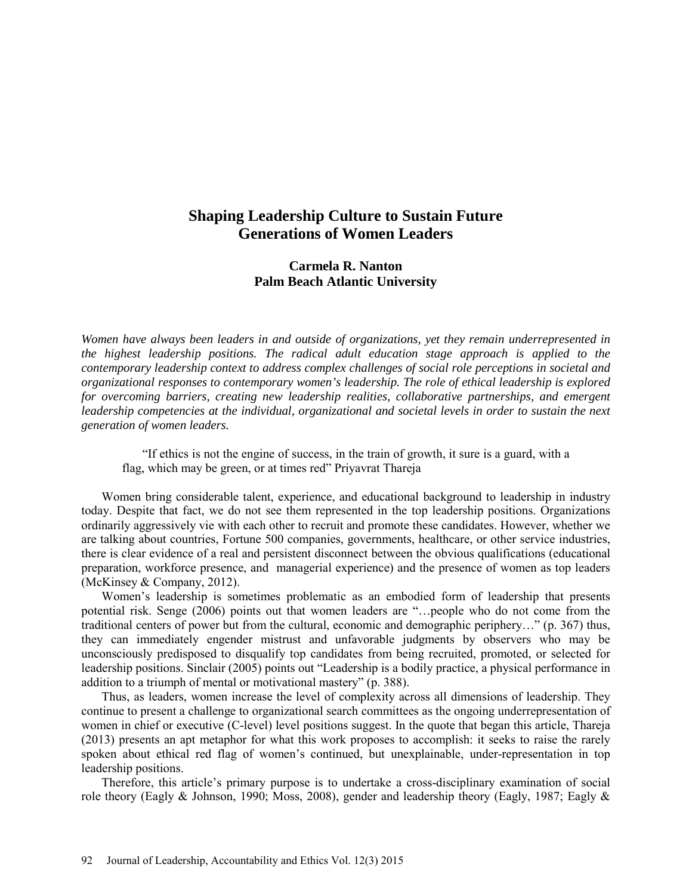# Shaping Leadership Culture to Sustain Future Generations of Women Leaders

**Carmela R. Nanton**
**Palm Beach Atlantic University**

*Women have always been leaders in and outside of organizations, yet they remain underrepresented in the highest leadership positions. The radical adult education stage approach is applied to the contemporary leadership context to address complex challenges of social role perceptions in societal and organizational responses to contemporary women's leadership. The role of ethical leadership is explored for overcoming barriers, creating new leadership realities, collaborative partnerships, and emergent leadership competencies at the individual, organizational and societal levels in order to sustain the next generation of women leaders.*

> "If ethics is not the engine of success, in the train of growth, it sure is a guard, with a flag, which may be green, or at times red" Priyavrat Thareja

Women bring considerable talent, experience, and educational background to leadership in industry today. Despite that fact, we do not see them represented in the top leadership positions. Organizations ordinarily aggressively vie with each other to recruit and promote these candidates. However, whether we are talking about countries, Fortune 500 companies, governments, healthcare, or other service industries, there is clear evidence of a real and persistent disconnect between the obvious qualifications (educational preparation, workforce presence, and managerial experience) and the presence of women as top leaders (McKinsey & Company, 2012).

Women's leadership is sometimes problematic as an embodied form of leadership that presents potential risk. Senge (2006) points out that women leaders are "…people who do not come from the traditional centers of power but from the cultural, economic and demographic periphery…" (p. 367) thus, they can immediately engender mistrust and unfavorable judgments by observers who may be unconsciously predisposed to disqualify top candidates from being recruited, promoted, or selected for leadership positions. Sinclair (2005) points out "Leadership is a bodily practice, a physical performance in addition to a triumph of mental or motivational mastery" (p. 388).

Thus, as leaders, women increase the level of complexity across all dimensions of leadership. They continue to present a challenge to organizational search committees as the ongoing underrepresentation of women in chief or executive (C-level) level positions suggest. In the quote that began this article, Thareja (2013) presents an apt metaphor for what this work proposes to accomplish: it seeks to raise the rarely spoken about ethical red flag of women's continued, but unexplainable, under-representation in top leadership positions.

Therefore, this article's primary purpose is to undertake a cross-disciplinary examination of social role theory (Eagly & Johnson, 1990; Moss, 2008), gender and leadership theory (Eagly, 1987; Eagly &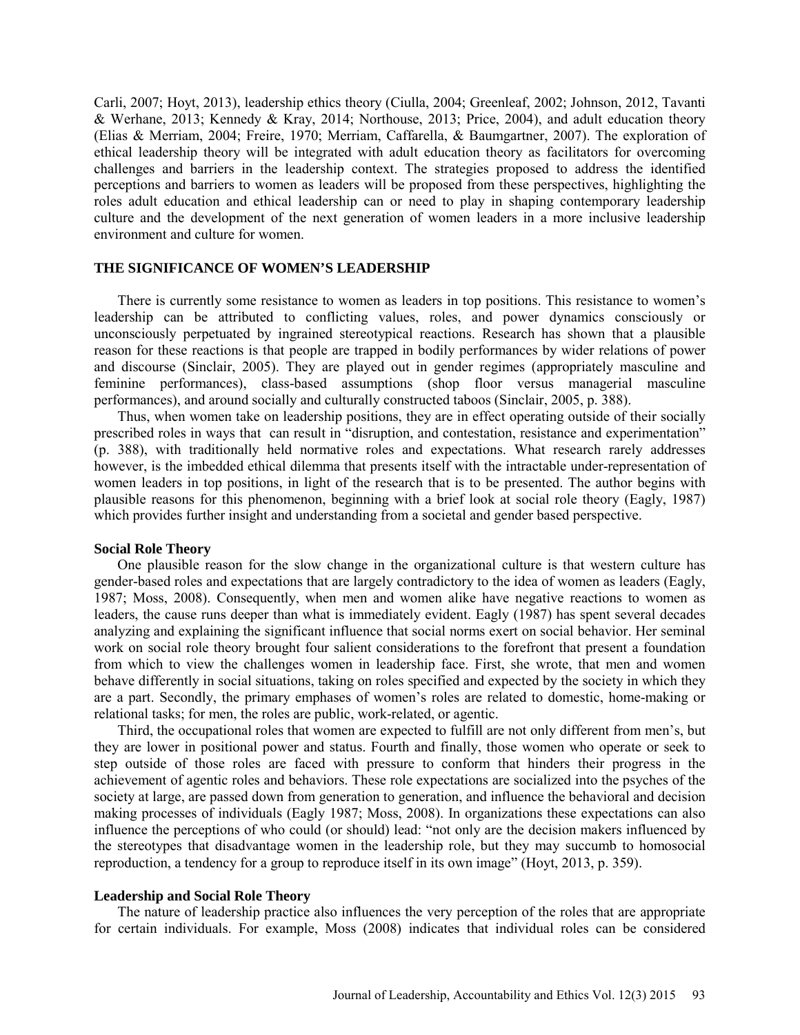Carli, 2007; Hoyt, 2013), leadership ethics theory (Ciulla, 2004; Greenleaf, 2002; Johnson, 2012, Tavanti & Werhane, 2013; Kennedy & Kray, 2014; Northouse, 2013; Price, 2004), and adult education theory (Elias & Merriam, 2004; Freire, 1970; Merriam, Caffarella, & Baumgartner, 2007). The exploration of ethical leadership theory will be integrated with adult education theory as facilitators for overcoming challenges and barriers in the leadership context. The strategies proposed to address the identified perceptions and barriers to women as leaders will be proposed from these perspectives, highlighting the roles adult education and ethical leadership can or need to play in shaping contemporary leadership culture and the development of the next generation of women leaders in a more inclusive leadership environment and culture for women.

## THE SIGNIFICANCE OF WOMEN'S LEADERSHIP

There is currently some resistance to women as leaders in top positions. This resistance to women's leadership can be attributed to conflicting values, roles, and power dynamics consciously or unconsciously perpetuated by ingrained stereotypical reactions. Research has shown that a plausible reason for these reactions is that people are trapped in bodily performances by wider relations of power and discourse (Sinclair, 2005). They are played out in gender regimes (appropriately masculine and feminine performances), class-based assumptions (shop floor versus managerial masculine performances), and around socially and culturally constructed taboos (Sinclair, 2005, p. 388).

Thus, when women take on leadership positions, they are in effect operating outside of their socially prescribed roles in ways that can result in "disruption, and contestation, resistance and experimentation" (p. 388), with traditionally held normative roles and expectations. What research rarely addresses however, is the imbedded ethical dilemma that presents itself with the intractable under-representation of women leaders in top positions, in light of the research that is to be presented. The author begins with plausible reasons for this phenomenon, beginning with a brief look at social role theory (Eagly, 1987) which provides further insight and understanding from a societal and gender based perspective.

### Social Role Theory

One plausible reason for the slow change in the organizational culture is that western culture has gender-based roles and expectations that are largely contradictory to the idea of women as leaders (Eagly, 1987; Moss, 2008). Consequently, when men and women alike have negative reactions to women as leaders, the cause runs deeper than what is immediately evident. Eagly (1987) has spent several decades analyzing and explaining the significant influence that social norms exert on social behavior. Her seminal work on social role theory brought four salient considerations to the forefront that present a foundation from which to view the challenges women in leadership face. First, she wrote, that men and women behave differently in social situations, taking on roles specified and expected by the society in which they are a part. Secondly, the primary emphases of women's roles are related to domestic, home-making or relational tasks; for men, the roles are public, work-related, or agentic.

Third, the occupational roles that women are expected to fulfill are not only different from men's, but they are lower in positional power and status. Fourth and finally, those women who operate or seek to step outside of those roles are faced with pressure to conform that hinders their progress in the achievement of agentic roles and behaviors. These role expectations are socialized into the psyches of the society at large, are passed down from generation to generation, and influence the behavioral and decision making processes of individuals (Eagly 1987; Moss, 2008). In organizations these expectations can also influence the perceptions of who could (or should) lead: "not only are the decision makers influenced by the stereotypes that disadvantage women in the leadership role, but they may succumb to homosocial reproduction, a tendency for a group to reproduce itself in its own image" (Hoyt, 2013, p. 359).

### Leadership and Social Role Theory

The nature of leadership practice also influences the very perception of the roles that are appropriate for certain individuals. For example, Moss (2008) indicates that individual roles can be considered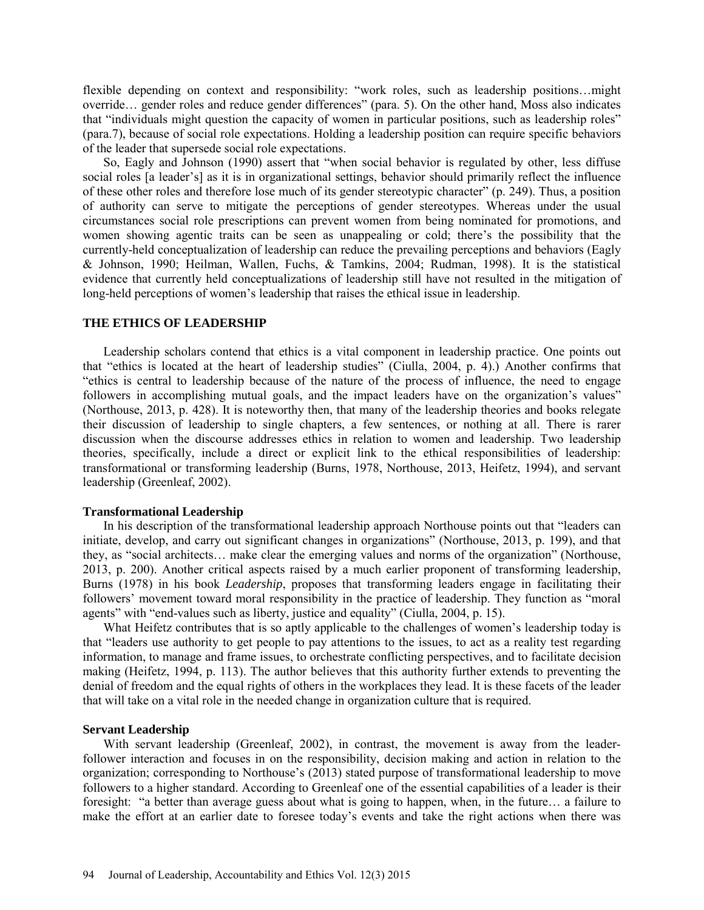flexible depending on context and responsibility: "work roles, such as leadership positions…might override… gender roles and reduce gender differences" (para. 5). On the other hand, Moss also indicates that "individuals might question the capacity of women in particular positions, such as leadership roles" (para.7), because of social role expectations. Holding a leadership position can require specific behaviors of the leader that supersede social role expectations.

So, Eagly and Johnson (1990) assert that "when social behavior is regulated by other, less diffuse social roles [a leader's] as it is in organizational settings, behavior should primarily reflect the influence of these other roles and therefore lose much of its gender stereotypic character" (p. 249). Thus, a position of authority can serve to mitigate the perceptions of gender stereotypes. Whereas under the usual circumstances social role prescriptions can prevent women from being nominated for promotions, and women showing agentic traits can be seen as unappealing or cold; there's the possibility that the currently-held conceptualization of leadership can reduce the prevailing perceptions and behaviors (Eagly & Johnson, 1990; Heilman, Wallen, Fuchs, & Tamkins, 2004; Rudman, 1998). It is the statistical evidence that currently held conceptualizations of leadership still have not resulted in the mitigation of long-held perceptions of women's leadership that raises the ethical issue in leadership.

## THE ETHICS OF LEADERSHIP

Leadership scholars contend that ethics is a vital component in leadership practice. One points out that "ethics is located at the heart of leadership studies" (Ciulla, 2004, p. 4).) Another confirms that "ethics is central to leadership because of the nature of the process of influence, the need to engage followers in accomplishing mutual goals, and the impact leaders have on the organization's values" (Northouse, 2013, p. 428). It is noteworthy then, that many of the leadership theories and books relegate their discussion of leadership to single chapters, a few sentences, or nothing at all. There is rarer discussion when the discourse addresses ethics in relation to women and leadership. Two leadership theories, specifically, include a direct or explicit link to the ethical responsibilities of leadership: transformational or transforming leadership (Burns, 1978, Northouse, 2013, Heifetz, 1994), and servant leadership (Greenleaf, 2002).

### Transformational Leadership

In his description of the transformational leadership approach Northouse points out that "leaders can initiate, develop, and carry out significant changes in organizations" (Northouse, 2013, p. 199), and that they, as "social architects… make clear the emerging values and norms of the organization" (Northouse, 2013, p. 200). Another critical aspects raised by a much earlier proponent of transforming leadership, Burns (1978) in his book *Leadership*, proposes that transforming leaders engage in facilitating their followers' movement toward moral responsibility in the practice of leadership. They function as "moral agents" with "end-values such as liberty, justice and equality" (Ciulla, 2004, p. 15).

What Heifetz contributes that is so aptly applicable to the challenges of women's leadership today is that "leaders use authority to get people to pay attentions to the issues, to act as a reality test regarding information, to manage and frame issues, to orchestrate conflicting perspectives, and to facilitate decision making (Heifetz, 1994, p. 113). The author believes that this authority further extends to preventing the denial of freedom and the equal rights of others in the workplaces they lead. It is these facets of the leader that will take on a vital role in the needed change in organization culture that is required.

### Servant Leadership

With servant leadership (Greenleaf, 2002), in contrast, the movement is away from the leader-follower interaction and focuses in on the responsibility, decision making and action in relation to the organization; corresponding to Northouse's (2013) stated purpose of transformational leadership to move followers to a higher standard. According to Greenleaf one of the essential capabilities of a leader is their foresight: "a better than average guess about what is going to happen, when, in the future… a failure to make the effort at an earlier date to foresee today's events and take the right actions when there was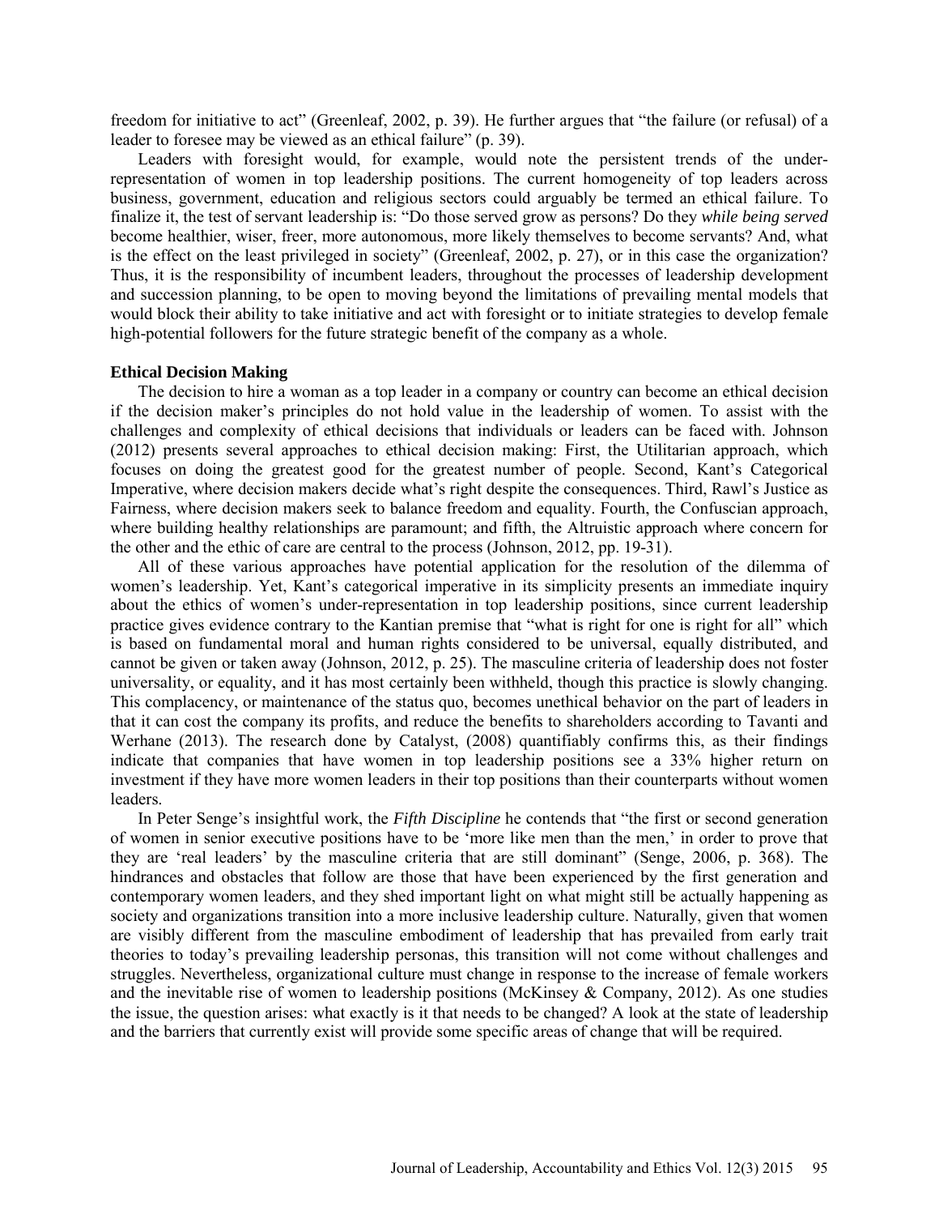freedom for initiative to act" (Greenleaf, 2002, p. 39). He further argues that "the failure (or refusal) of a leader to foresee may be viewed as an ethical failure" (p. 39).

Leaders with foresight would, for example, would note the persistent trends of the under-representation of women in top leadership positions. The current homogeneity of top leaders across business, government, education and religious sectors could arguably be termed an ethical failure. To finalize it, the test of servant leadership is: "Do those served grow as persons? Do they *while being served* become healthier, wiser, freer, more autonomous, more likely themselves to become servants? And, what is the effect on the least privileged in society" (Greenleaf, 2002, p. 27), or in this case the organization? Thus, it is the responsibility of incumbent leaders, throughout the processes of leadership development and succession planning, to be open to moving beyond the limitations of prevailing mental models that would block their ability to take initiative and act with foresight or to initiate strategies to develop female high-potential followers for the future strategic benefit of the company as a whole.

**Ethical Decision Making**

The decision to hire a woman as a top leader in a company or country can become an ethical decision if the decision maker's principles do not hold value in the leadership of women. To assist with the challenges and complexity of ethical decisions that individuals or leaders can be faced with. Johnson (2012) presents several approaches to ethical decision making: First, the Utilitarian approach, which focuses on doing the greatest good for the greatest number of people. Second, Kant's Categorical Imperative, where decision makers decide what's right despite the consequences. Third, Rawl's Justice as Fairness, where decision makers seek to balance freedom and equality. Fourth, the Confuscian approach, where building healthy relationships are paramount; and fifth, the Altruistic approach where concern for the other and the ethic of care are central to the process (Johnson, 2012, pp. 19-31).

All of these various approaches have potential application for the resolution of the dilemma of women's leadership. Yet, Kant's categorical imperative in its simplicity presents an immediate inquiry about the ethics of women's under-representation in top leadership positions, since current leadership practice gives evidence contrary to the Kantian premise that "what is right for one is right for all" which is based on fundamental moral and human rights considered to be universal, equally distributed, and cannot be given or taken away (Johnson, 2012, p. 25). The masculine criteria of leadership does not foster universality, or equality, and it has most certainly been withheld, though this practice is slowly changing. This complacency, or maintenance of the status quo, becomes unethical behavior on the part of leaders in that it can cost the company its profits, and reduce the benefits to shareholders according to Tavanti and Werhane (2013). The research done by Catalyst, (2008) quantifiably confirms this, as their findings indicate that companies that have women in top leadership positions see a 33% higher return on investment if they have more women leaders in their top positions than their counterparts without women leaders.

In Peter Senge's insightful work, the *Fifth Discipline* he contends that "the first or second generation of women in senior executive positions have to be 'more like men than the men,' in order to prove that they are 'real leaders' by the masculine criteria that are still dominant" (Senge, 2006, p. 368). The hindrances and obstacles that follow are those that have been experienced by the first generation and contemporary women leaders, and they shed important light on what might still be actually happening as society and organizations transition into a more inclusive leadership culture. Naturally, given that women are visibly different from the masculine embodiment of leadership that has prevailed from early trait theories to today's prevailing leadership personas, this transition will not come without challenges and struggles. Nevertheless, organizational culture must change in response to the increase of female workers and the inevitable rise of women to leadership positions (McKinsey & Company, 2012). As one studies the issue, the question arises: what exactly is it that needs to be changed? A look at the state of leadership and the barriers that currently exist will provide some specific areas of change that will be required.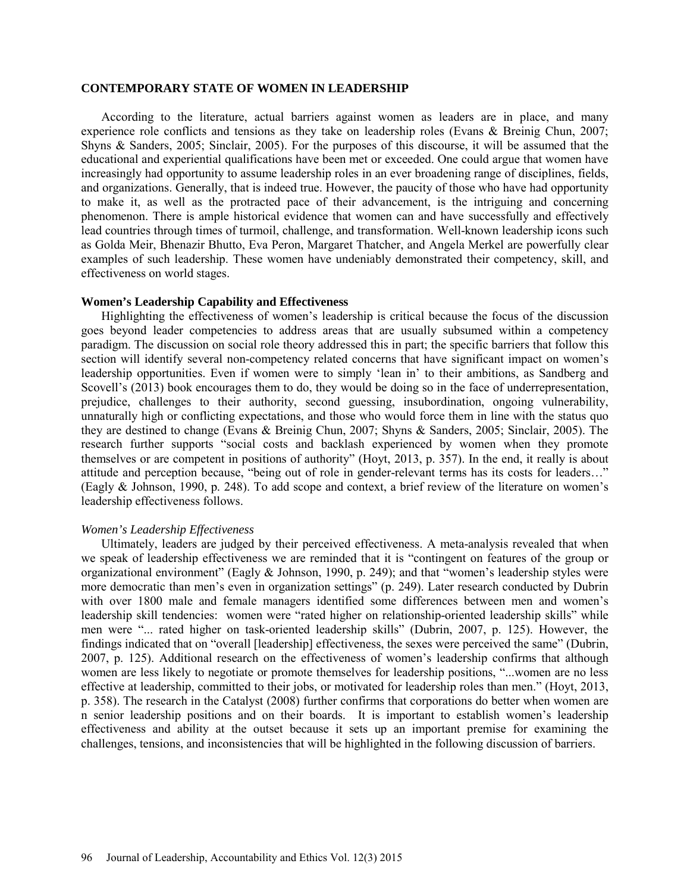## CONTEMPORARY STATE OF WOMEN IN LEADERSHIP

According to the literature, actual barriers against women as leaders are in place, and many experience role conflicts and tensions as they take on leadership roles (Evans & Breinig Chun, 2007; Shyns & Sanders, 2005; Sinclair, 2005). For the purposes of this discourse, it will be assumed that the educational and experiential qualifications have been met or exceeded. One could argue that women have increasingly had opportunity to assume leadership roles in an ever broadening range of disciplines, fields, and organizations. Generally, that is indeed true. However, the paucity of those who have had opportunity to make it, as well as the protracted pace of their advancement, is the intriguing and concerning phenomenon. There is ample historical evidence that women can and have successfully and effectively lead countries through times of turmoil, challenge, and transformation. Well-known leadership icons such as Golda Meir, Bhenazir Bhutto, Eva Peron, Margaret Thatcher, and Angela Merkel are powerfully clear examples of such leadership. These women have undeniably demonstrated their competency, skill, and effectiveness on world stages.

### Women's Leadership Capability and Effectiveness

Highlighting the effectiveness of women's leadership is critical because the focus of the discussion goes beyond leader competencies to address areas that are usually subsumed within a competency paradigm. The discussion on social role theory addressed this in part; the specific barriers that follow this section will identify several non-competency related concerns that have significant impact on women's leadership opportunities. Even if women were to simply 'lean in' to their ambitions, as Sandberg and Scovell's (2013) book encourages them to do, they would be doing so in the face of underrepresentation, prejudice, challenges to their authority, second guessing, insubordination, ongoing vulnerability, unnaturally high or conflicting expectations, and those who would force them in line with the status quo they are destined to change (Evans & Breinig Chun, 2007; Shyns & Sanders, 2005; Sinclair, 2005). The research further supports "social costs and backlash experienced by women when they promote themselves or are competent in positions of authority" (Hoyt, 2013, p. 357). In the end, it really is about attitude and perception because, "being out of role in gender-relevant terms has its costs for leaders…" (Eagly & Johnson, 1990, p. 248). To add scope and context, a brief review of the literature on women's leadership effectiveness follows.

#### *Women's Leadership Effectiveness*

Ultimately, leaders are judged by their perceived effectiveness. A meta-analysis revealed that when we speak of leadership effectiveness we are reminded that it is "contingent on features of the group or organizational environment" (Eagly & Johnson, 1990, p. 249); and that "women's leadership styles were more democratic than men's even in organization settings" (p. 249). Later research conducted by Dubrin with over 1800 male and female managers identified some differences between men and women's leadership skill tendencies: women were "rated higher on relationship-oriented leadership skills" while men were "... rated higher on task-oriented leadership skills" (Dubrin, 2007, p. 125). However, the findings indicated that on "overall [leadership] effectiveness, the sexes were perceived the same" (Dubrin, 2007, p. 125). Additional research on the effectiveness of women's leadership confirms that although women are less likely to negotiate or promote themselves for leadership positions, "...women are no less effective at leadership, committed to their jobs, or motivated for leadership roles than men." (Hoyt, 2013, p. 358). The research in the Catalyst (2008) further confirms that corporations do better when women are n senior leadership positions and on their boards. It is important to establish women's leadership effectiveness and ability at the outset because it sets up an important premise for examining the challenges, tensions, and inconsistencies that will be highlighted in the following discussion of barriers.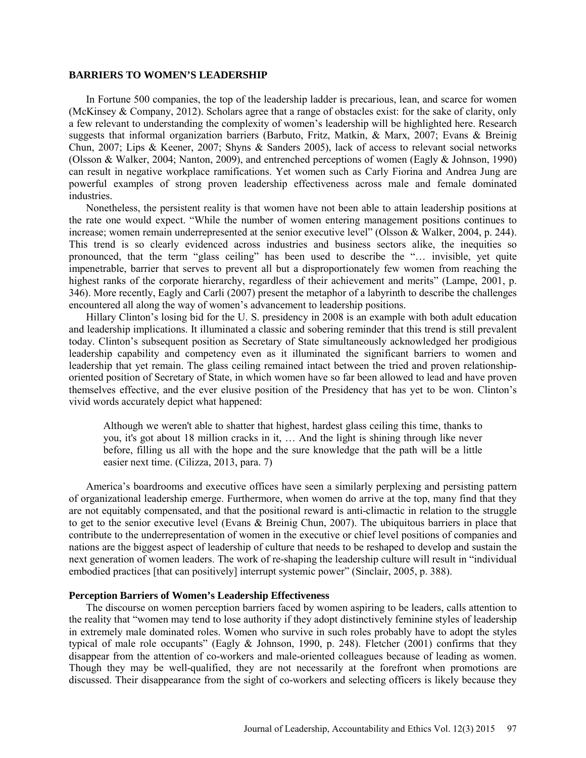## BARRIERS TO WOMEN'S LEADERSHIP

In Fortune 500 companies, the top of the leadership ladder is precarious, lean, and scarce for women (McKinsey & Company, 2012). Scholars agree that a range of obstacles exist: for the sake of clarity, only a few relevant to understanding the complexity of women's leadership will be highlighted here. Research suggests that informal organization barriers (Barbuto, Fritz, Matkin, & Marx, 2007; Evans & Breinig Chun, 2007; Lips & Keener, 2007; Shyns & Sanders 2005), lack of access to relevant social networks (Olsson & Walker, 2004; Nanton, 2009), and entrenched perceptions of women (Eagly & Johnson, 1990) can result in negative workplace ramifications. Yet women such as Carly Fiorina and Andrea Jung are powerful examples of strong proven leadership effectiveness across male and female dominated industries.

Nonetheless, the persistent reality is that women have not been able to attain leadership positions at the rate one would expect. "While the number of women entering management positions continues to increase; women remain underrepresented at the senior executive level" (Olsson & Walker, 2004, p. 244). This trend is so clearly evidenced across industries and business sectors alike, the inequities so pronounced, that the term "glass ceiling" has been used to describe the "… invisible, yet quite impenetrable, barrier that serves to prevent all but a disproportionately few women from reaching the highest ranks of the corporate hierarchy, regardless of their achievement and merits" (Lampe, 2001, p. 346). More recently, Eagly and Carli (2007) present the metaphor of a labyrinth to describe the challenges encountered all along the way of women's advancement to leadership positions.

Hillary Clinton's losing bid for the U. S. presidency in 2008 is an example with both adult education and leadership implications. It illuminated a classic and sobering reminder that this trend is still prevalent today. Clinton's subsequent position as Secretary of State simultaneously acknowledged her prodigious leadership capability and competency even as it illuminated the significant barriers to women and leadership that yet remain. The glass ceiling remained intact between the tried and proven relationship-oriented position of Secretary of State, in which women have so far been allowed to lead and have proven themselves effective, and the ever elusive position of the Presidency that has yet to be won. Clinton's vivid words accurately depict what happened:

> Although we weren't able to shatter that highest, hardest glass ceiling this time, thanks to you, it's got about 18 million cracks in it, … And the light is shining through like never before, filling us all with the hope and the sure knowledge that the path will be a little easier next time. (Cilizza, 2013, para. 7)

America's boardrooms and executive offices have seen a similarly perplexing and persisting pattern of organizational leadership emerge. Furthermore, when women do arrive at the top, many find that they are not equitably compensated, and that the positional reward is anti-climactic in relation to the struggle to get to the senior executive level (Evans & Breinig Chun, 2007). The ubiquitous barriers in place that contribute to the underrepresentation of women in the executive or chief level positions of companies and nations are the biggest aspect of leadership of culture that needs to be reshaped to develop and sustain the next generation of women leaders. The work of re-shaping the leadership culture will result in "individual embodied practices [that can positively] interrupt systemic power" (Sinclair, 2005, p. 388).

### Perception Barriers of Women's Leadership Effectiveness

The discourse on women perception barriers faced by women aspiring to be leaders, calls attention to the reality that "women may tend to lose authority if they adopt distinctively feminine styles of leadership in extremely male dominated roles. Women who survive in such roles probably have to adopt the styles typical of male role occupants" (Eagly & Johnson, 1990, p. 248). Fletcher (2001) confirms that they disappear from the attention of co-workers and male-oriented colleagues because of leading as women. Though they may be well-qualified, they are not necessarily at the forefront when promotions are discussed. Their disappearance from the sight of co-workers and selecting officers is likely because they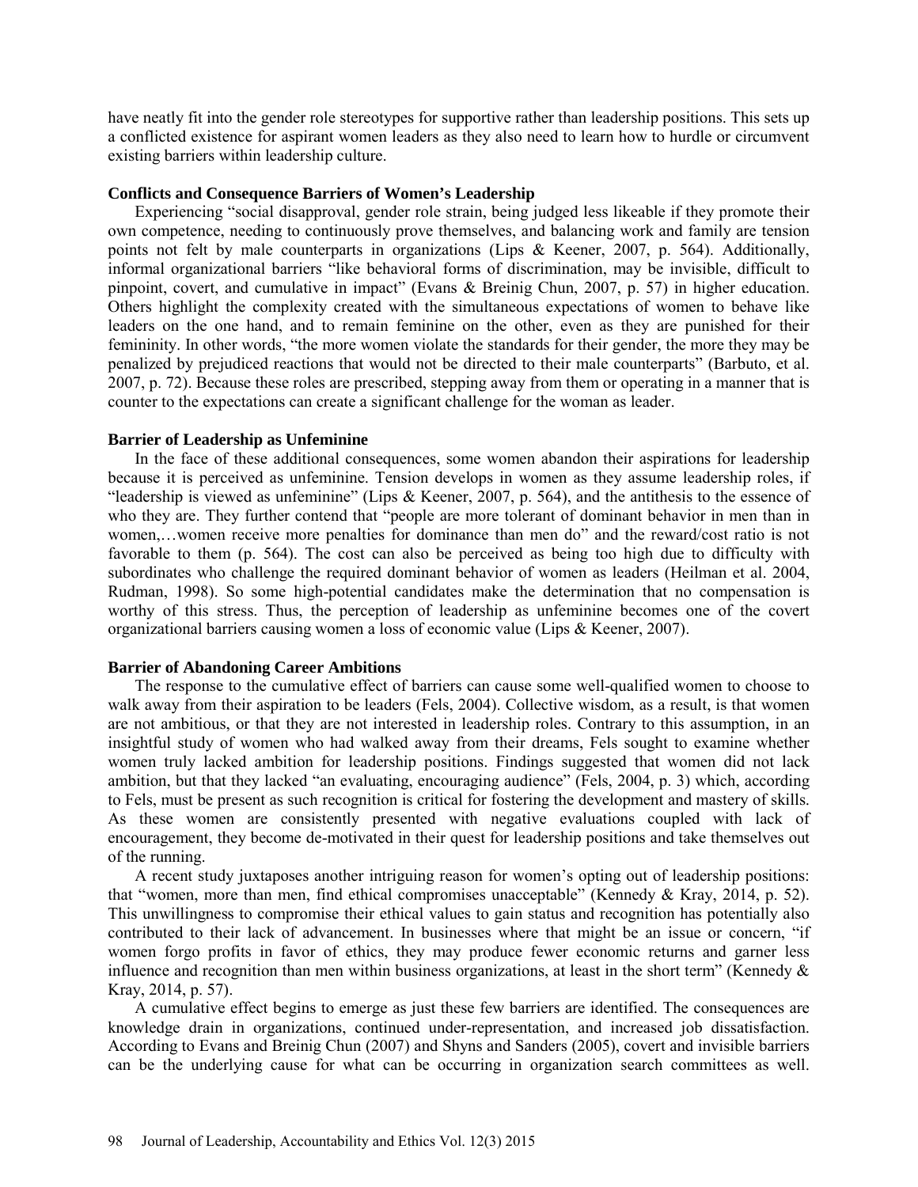have neatly fit into the gender role stereotypes for supportive rather than leadership positions. This sets up a conflicted existence for aspirant women leaders as they also need to learn how to hurdle or circumvent existing barriers within leadership culture.

### Conflicts and Consequence Barriers of Women's Leadership

Experiencing "social disapproval, gender role strain, being judged less likeable if they promote their own competence, needing to continuously prove themselves, and balancing work and family are tension points not felt by male counterparts in organizations (Lips & Keener, 2007, p. 564). Additionally, informal organizational barriers "like behavioral forms of discrimination, may be invisible, difficult to pinpoint, covert, and cumulative in impact" (Evans & Breinig Chun, 2007, p. 57) in higher education. Others highlight the complexity created with the simultaneous expectations of women to behave like leaders on the one hand, and to remain feminine on the other, even as they are punished for their femininity. In other words, "the more women violate the standards for their gender, the more they may be penalized by prejudiced reactions that would not be directed to their male counterparts" (Barbuto, et al. 2007, p. 72). Because these roles are prescribed, stepping away from them or operating in a manner that is counter to the expectations can create a significant challenge for the woman as leader.

### Barrier of Leadership as Unfeminine

In the face of these additional consequences, some women abandon their aspirations for leadership because it is perceived as unfeminine. Tension develops in women as they assume leadership roles, if "leadership is viewed as unfeminine" (Lips & Keener, 2007, p. 564), and the antithesis to the essence of who they are. They further contend that "people are more tolerant of dominant behavior in men than in women,…women receive more penalties for dominance than men do" and the reward/cost ratio is not favorable to them (p. 564). The cost can also be perceived as being too high due to difficulty with subordinates who challenge the required dominant behavior of women as leaders (Heilman et al. 2004, Rudman, 1998). So some high-potential candidates make the determination that no compensation is worthy of this stress. Thus, the perception of leadership as unfeminine becomes one of the covert organizational barriers causing women a loss of economic value (Lips & Keener, 2007).

### Barrier of Abandoning Career Ambitions

The response to the cumulative effect of barriers can cause some well-qualified women to choose to walk away from their aspiration to be leaders (Fels, 2004). Collective wisdom, as a result, is that women are not ambitious, or that they are not interested in leadership roles. Contrary to this assumption, in an insightful study of women who had walked away from their dreams, Fels sought to examine whether women truly lacked ambition for leadership positions. Findings suggested that women did not lack ambition, but that they lacked "an evaluating, encouraging audience" (Fels, 2004, p. 3) which, according to Fels, must be present as such recognition is critical for fostering the development and mastery of skills. As these women are consistently presented with negative evaluations coupled with lack of encouragement, they become de-motivated in their quest for leadership positions and take themselves out of the running.

A recent study juxtaposes another intriguing reason for women's opting out of leadership positions: that "women, more than men, find ethical compromises unacceptable" (Kennedy & Kray, 2014, p. 52). This unwillingness to compromise their ethical values to gain status and recognition has potentially also contributed to their lack of advancement. In businesses where that might be an issue or concern, "if women forgo profits in favor of ethics, they may produce fewer economic returns and garner less influence and recognition than men within business organizations, at least in the short term" (Kennedy & Kray, 2014, p. 57).

A cumulative effect begins to emerge as just these few barriers are identified. The consequences are knowledge drain in organizations, continued under-representation, and increased job dissatisfaction. According to Evans and Breinig Chun (2007) and Shyns and Sanders (2005), covert and invisible barriers can be the underlying cause for what can be occurring in organization search committees as well.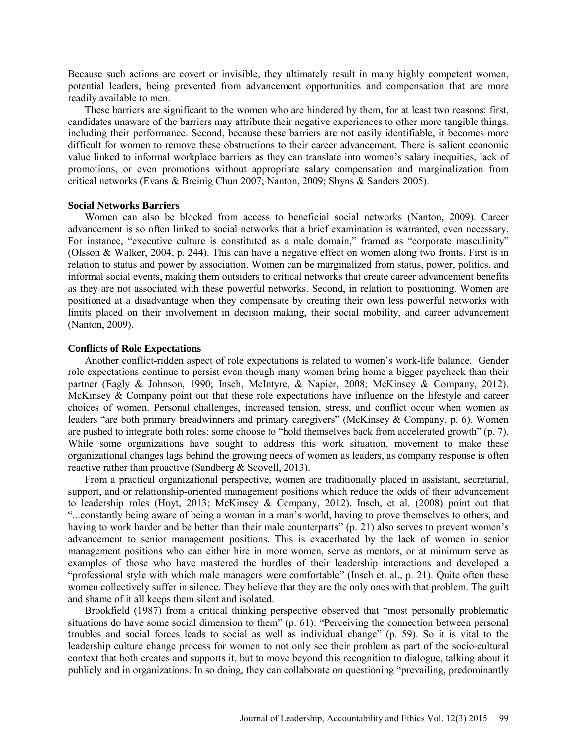Because such actions are covert or invisible, they ultimately result in many highly competent women, potential leaders, being prevented from advancement opportunities and compensation that are more readily available to men.

These barriers are significant to the women who are hindered by them, for at least two reasons: first, candidates unaware of the barriers may attribute their negative experiences to other more tangible things, including their performance. Second, because these barriers are not easily identifiable, it becomes more difficult for women to remove these obstructions to their career advancement. There is salient economic value linked to informal workplace barriers as they can translate into women's salary inequities, lack of promotions, or even promotions without appropriate salary compensation and marginalization from critical networks (Evans & Breinig Chun 2007; Nanton, 2009; Shyns & Sanders 2005).

### Social Networks Barriers

Women can also be blocked from access to beneficial social networks (Nanton, 2009). Career advancement is so often linked to social networks that a brief examination is warranted, even necessary. For instance, "executive culture is constituted as a male domain," framed as "corporate masculinity" (Olsson & Walker, 2004, p. 244). This can have a negative effect on women along two fronts. First is in relation to status and power by association. Women can be marginalized from status, power, politics, and informal social events, making them outsiders to critical networks that create career advancement benefits as they are not associated with these powerful networks. Second, in relation to positioning. Women are positioned at a disadvantage when they compensate by creating their own less powerful networks with limits placed on their involvement in decision making, their social mobility, and career advancement (Nanton, 2009).

### Conflicts of Role Expectations

Another conflict-ridden aspect of role expectations is related to women's work-life balance. Gender role expectations continue to persist even though many women bring home a bigger paycheck than their partner (Eagly & Johnson, 1990; Insch, McIntyre, & Napier, 2008; McKinsey & Company, 2012). McKinsey & Company point out that these role expectations have influence on the lifestyle and career choices of women. Personal challenges, increased tension, stress, and conflict occur when women as leaders "are both primary breadwinners and primary caregivers" (McKinsey & Company, p. 6). Women are pushed to integrate both roles: some choose to "hold themselves back from accelerated growth" (p. 7). While some organizations have sought to address this work situation, movement to make these organizational changes lags behind the growing needs of women as leaders, as company response is often reactive rather than proactive (Sandberg & Scovell, 2013).

From a practical organizational perspective, women are traditionally placed in assistant, secretarial, support, and or relationship-oriented management positions which reduce the odds of their advancement to leadership roles (Hoyt, 2013; McKinsey & Company, 2012). Insch, et al. (2008) point out that "...constantly being aware of being a woman in a man's world, having to prove themselves to others, and having to work harder and be better than their male counterparts" (p. 21) also serves to prevent women's advancement to senior management positions. This is exacerbated by the lack of women in senior management positions who can either hire in more women, serve as mentors, or at minimum serve as examples of those who have mastered the hurdles of their leadership interactions and developed a "professional style with which male managers were comfortable" (Insch et. al., p. 21). Quite often these women collectively suffer in silence. They believe that they are the only ones with that problem. The guilt and shame of it all keeps them silent and isolated.

Brookfield (1987) from a critical thinking perspective observed that "most personally problematic situations do have some social dimension to them" (p. 61): "Perceiving the connection between personal troubles and social forces leads to social as well as individual change" (p. 59). So it is vital to the leadership culture change process for women to not only see their problem as part of the socio-cultural context that both creates and supports it, but to move beyond this recognition to dialogue, talking about it publicly and in organizations. In so doing, they can collaborate on questioning "prevailing, predominantly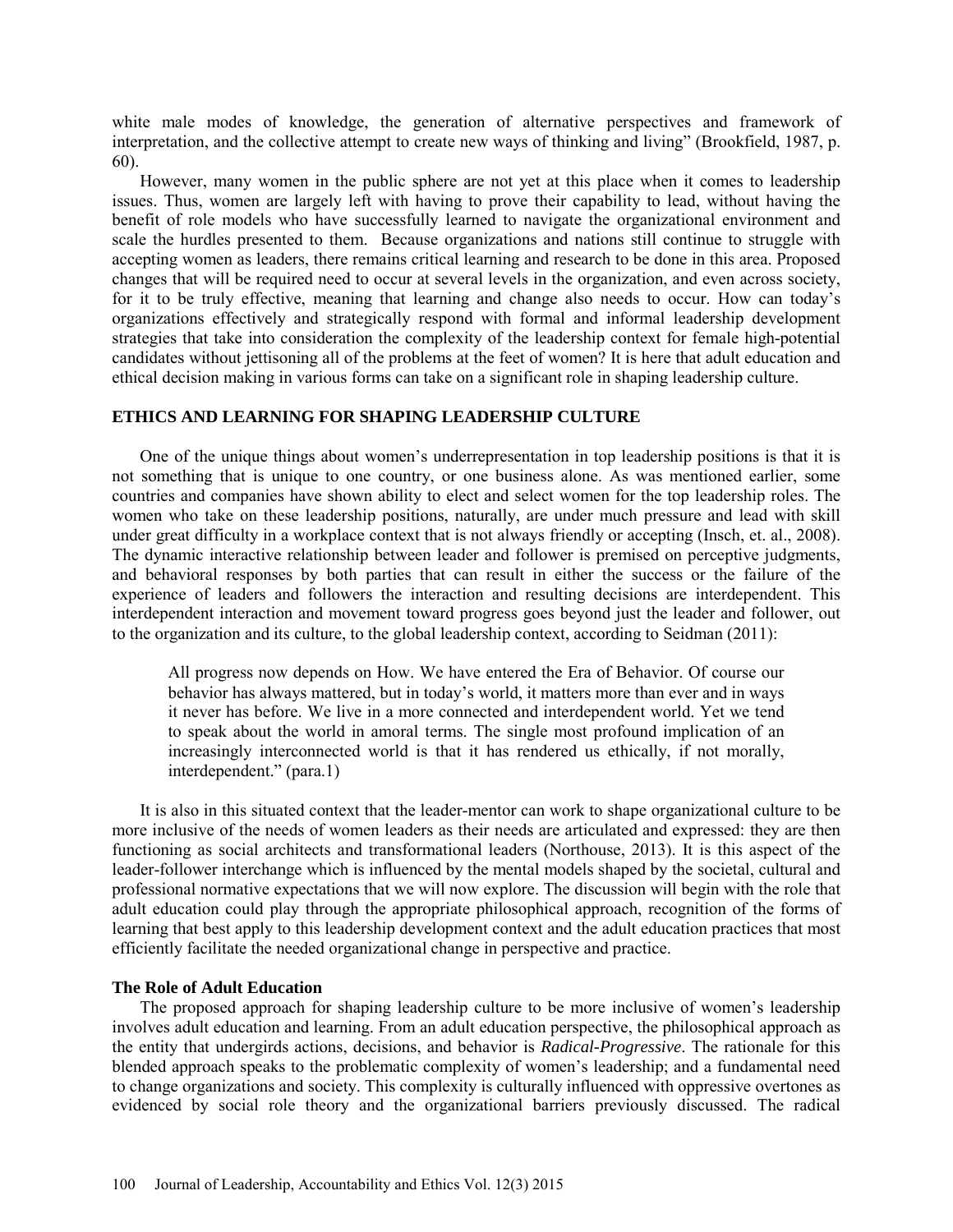white male modes of knowledge, the generation of alternative perspectives and framework of interpretation, and the collective attempt to create new ways of thinking and living" (Brookfield, 1987, p. 60).

However, many women in the public sphere are not yet at this place when it comes to leadership issues. Thus, women are largely left with having to prove their capability to lead, without having the benefit of role models who have successfully learned to navigate the organizational environment and scale the hurdles presented to them. Because organizations and nations still continue to struggle with accepting women as leaders, there remains critical learning and research to be done in this area. Proposed changes that will be required need to occur at several levels in the organization, and even across society, for it to be truly effective, meaning that learning and change also needs to occur. How can today's organizations effectively and strategically respond with formal and informal leadership development strategies that take into consideration the complexity of the leadership context for female high-potential candidates without jettisoning all of the problems at the feet of women? It is here that adult education and ethical decision making in various forms can take on a significant role in shaping leadership culture.

## ETHICS AND LEARNING FOR SHAPING LEADERSHIP CULTURE

One of the unique things about women's underrepresentation in top leadership positions is that it is not something that is unique to one country, or one business alone. As was mentioned earlier, some countries and companies have shown ability to elect and select women for the top leadership roles. The women who take on these leadership positions, naturally, are under much pressure and lead with skill under great difficulty in a workplace context that is not always friendly or accepting (Insch, et. al., 2008). The dynamic interactive relationship between leader and follower is premised on perceptive judgments, and behavioral responses by both parties that can result in either the success or the failure of the experience of leaders and followers the interaction and resulting decisions are interdependent. This interdependent interaction and movement toward progress goes beyond just the leader and follower, out to the organization and its culture, to the global leadership context, according to Seidman (2011):

> All progress now depends on How. We have entered the Era of Behavior. Of course our behavior has always mattered, but in today's world, it matters more than ever and in ways it never has before. We live in a more connected and interdependent world. Yet we tend to speak about the world in amoral terms. The single most profound implication of an increasingly interconnected world is that it has rendered us ethically, if not morally, interdependent." (para.1)

It is also in this situated context that the leader-mentor can work to shape organizational culture to be more inclusive of the needs of women leaders as their needs are articulated and expressed: they are then functioning as social architects and transformational leaders (Northouse, 2013). It is this aspect of the leader-follower interchange which is influenced by the mental models shaped by the societal, cultural and professional normative expectations that we will now explore. The discussion will begin with the role that adult education could play through the appropriate philosophical approach, recognition of the forms of learning that best apply to this leadership development context and the adult education practices that most efficiently facilitate the needed organizational change in perspective and practice.

### The Role of Adult Education

The proposed approach for shaping leadership culture to be more inclusive of women's leadership involves adult education and learning. From an adult education perspective, the philosophical approach as the entity that undergirds actions, decisions, and behavior is *Radical-Progressive*. The rationale for this blended approach speaks to the problematic complexity of women's leadership; and a fundamental need to change organizations and society. This complexity is culturally influenced with oppressive overtones as evidenced by social role theory and the organizational barriers previously discussed. The radical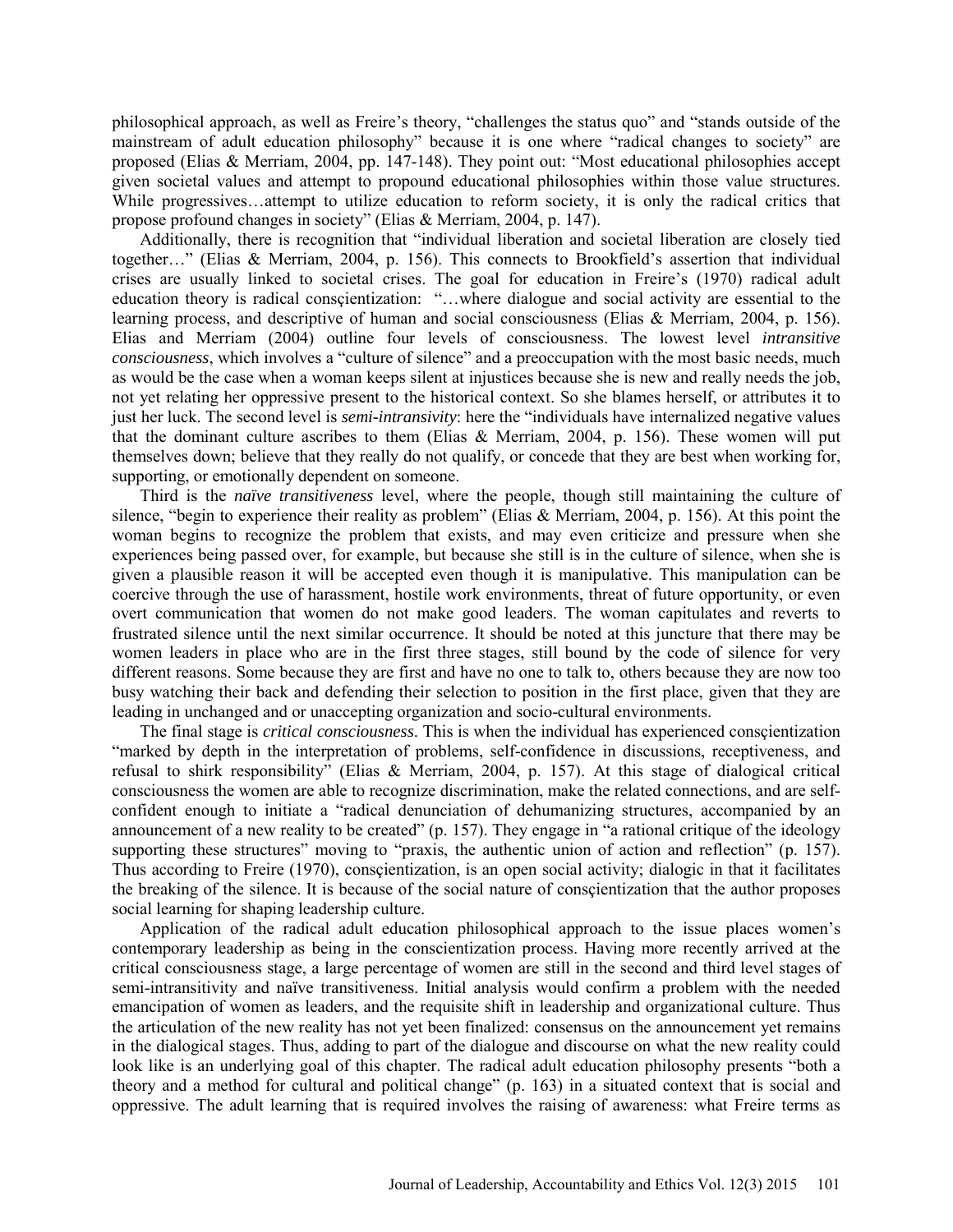philosophical approach, as well as Freire's theory, "challenges the status quo" and "stands outside of the mainstream of adult education philosophy" because it is one where "radical changes to society" are proposed (Elias & Merriam, 2004, pp. 147-148). They point out: "Most educational philosophies accept given societal values and attempt to propound educational philosophies within those value structures. While progressives…attempt to utilize education to reform society, it is only the radical critics that propose profound changes in society" (Elias & Merriam, 2004, p. 147).

Additionally, there is recognition that "individual liberation and societal liberation are closely tied together…" (Elias & Merriam, 2004, p. 156). This connects to Brookfield's assertion that individual crises are usually linked to societal crises. The goal for education in Freire's (1970) radical adult education theory is radical consçientization: "…where dialogue and social activity are essential to the learning process, and descriptive of human and social consciousness (Elias & Merriam, 2004, p. 156). Elias and Merriam (2004) outline four levels of consciousness. The lowest level *intransitive consciousness*, which involves a "culture of silence" and a preoccupation with the most basic needs, much as would be the case when a woman keeps silent at injustices because she is new and really needs the job, not yet relating her oppressive present to the historical context. So she blames herself, or attributes it to just her luck. The second level is *semi-intransivity*: here the "individuals have internalized negative values that the dominant culture ascribes to them (Elias & Merriam, 2004, p. 156). These women will put themselves down; believe that they really do not qualify, or concede that they are best when working for, supporting, or emotionally dependent on someone.

Third is the *naïve transitiveness* level, where the people, though still maintaining the culture of silence, "begin to experience their reality as problem" (Elias & Merriam, 2004, p. 156). At this point the woman begins to recognize the problem that exists, and may even criticize and pressure when she experiences being passed over, for example, but because she still is in the culture of silence, when she is given a plausible reason it will be accepted even though it is manipulative. This manipulation can be coercive through the use of harassment, hostile work environments, threat of future opportunity, or even overt communication that women do not make good leaders. The woman capitulates and reverts to frustrated silence until the next similar occurrence. It should be noted at this juncture that there may be women leaders in place who are in the first three stages, still bound by the code of silence for very different reasons. Some because they are first and have no one to talk to, others because they are now too busy watching their back and defending their selection to position in the first place, given that they are leading in unchanged and or unaccepting organization and socio-cultural environments.

The final stage is *critical consciousness*. This is when the individual has experienced consçientization "marked by depth in the interpretation of problems, self-confidence in discussions, receptiveness, and refusal to shirk responsibility" (Elias & Merriam, 2004, p. 157). At this stage of dialogical critical consciousness the women are able to recognize discrimination, make the related connections, and are self-confident enough to initiate a "radical denunciation of dehumanizing structures, accompanied by an announcement of a new reality to be created" (p. 157). They engage in "a rational critique of the ideology supporting these structures" moving to "praxis, the authentic union of action and reflection" (p. 157). Thus according to Freire (1970), consçientization, is an open social activity; dialogic in that it facilitates the breaking of the silence. It is because of the social nature of consçientization that the author proposes social learning for shaping leadership culture.

Application of the radical adult education philosophical approach to the issue places women's contemporary leadership as being in the conscientization process. Having more recently arrived at the critical consciousness stage, a large percentage of women are still in the second and third level stages of semi-intransitivity and naïve transitiveness. Initial analysis would confirm a problem with the needed emancipation of women as leaders, and the requisite shift in leadership and organizational culture. Thus the articulation of the new reality has not yet been finalized: consensus on the announcement yet remains in the dialogical stages. Thus, adding to part of the dialogue and discourse on what the new reality could look like is an underlying goal of this chapter. The radical adult education philosophy presents "both a theory and a method for cultural and political change" (p. 163) in a situated context that is social and oppressive. The adult learning that is required involves the raising of awareness: what Freire terms as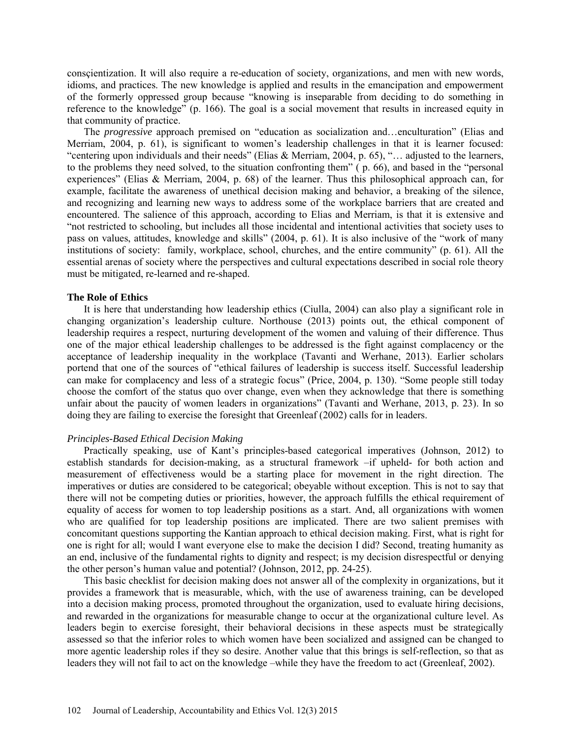conscientization. It will also require a re-education of society, organizations, and men with new words, idioms, and practices. The new knowledge is applied and results in the emancipation and empowerment of the formerly oppressed group because "knowing is inseparable from deciding to do something in reference to the knowledge" (p. 166). The goal is a social movement that results in increased equity in that community of practice.

The *progressive* approach premised on "education as socialization and…enculturation" (Elias and Merriam, 2004, p. 61), is significant to women's leadership challenges in that it is learner focused: "centering upon individuals and their needs" (Elias & Merriam, 2004, p. 65), "… adjusted to the learners, to the problems they need solved, to the situation confronting them" ( p. 66), and based in the "personal experiences" (Elias & Merriam, 2004, p. 68) of the learner. Thus this philosophical approach can, for example, facilitate the awareness of unethical decision making and behavior, a breaking of the silence, and recognizing and learning new ways to address some of the workplace barriers that are created and encountered. The salience of this approach, according to Elias and Merriam, is that it is extensive and "not restricted to schooling, but includes all those incidental and intentional activities that society uses to pass on values, attitudes, knowledge and skills" (2004, p. 61). It is also inclusive of the "work of many institutions of society: family, workplace, school, churches, and the entire community" (p. 61). All the essential arenas of society where the perspectives and cultural expectations described in social role theory must be mitigated, re-learned and re-shaped.

### The Role of Ethics

It is here that understanding how leadership ethics (Ciulla, 2004) can also play a significant role in changing organization's leadership culture. Northouse (2013) points out, the ethical component of leadership requires a respect, nurturing development of the women and valuing of their difference. Thus one of the major ethical leadership challenges to be addressed is the fight against complacency or the acceptance of leadership inequality in the workplace (Tavanti and Werhane, 2013). Earlier scholars portend that one of the sources of "ethical failures of leadership is success itself. Successful leadership can make for complacency and less of a strategic focus" (Price, 2004, p. 130). "Some people still today choose the comfort of the status quo over change, even when they acknowledge that there is something unfair about the paucity of women leaders in organizations" (Tavanti and Werhane, 2013, p. 23). In so doing they are failing to exercise the foresight that Greenleaf (2002) calls for in leaders.

#### *Principles-Based Ethical Decision Making*

Practically speaking, use of Kant's principles-based categorical imperatives (Johnson, 2012) to establish standards for decision-making, as a structural framework –if upheld- for both action and measurement of effectiveness would be a starting place for movement in the right direction. The imperatives or duties are considered to be categorical; obeyable without exception. This is not to say that there will not be competing duties or priorities, however, the approach fulfills the ethical requirement of equality of access for women to top leadership positions as a start. And, all organizations with women who are qualified for top leadership positions are implicated. There are two salient premises with concomitant questions supporting the Kantian approach to ethical decision making. First, what is right for one is right for all; would I want everyone else to make the decision I did? Second, treating humanity as an end, inclusive of the fundamental rights to dignity and respect; is my decision disrespectful or denying the other person's human value and potential? (Johnson, 2012, pp. 24-25).

This basic checklist for decision making does not answer all of the complexity in organizations, but it provides a framework that is measurable, which, with the use of awareness training, can be developed into a decision making process, promoted throughout the organization, used to evaluate hiring decisions, and rewarded in the organizations for measurable change to occur at the organizational culture level. As leaders begin to exercise foresight, their behavioral decisions in these aspects must be strategically assessed so that the inferior roles to which women have been socialized and assigned can be changed to more agentic leadership roles if they so desire. Another value that this brings is self-reflection, so that as leaders they will not fail to act on the knowledge –while they have the freedom to act (Greenleaf, 2002).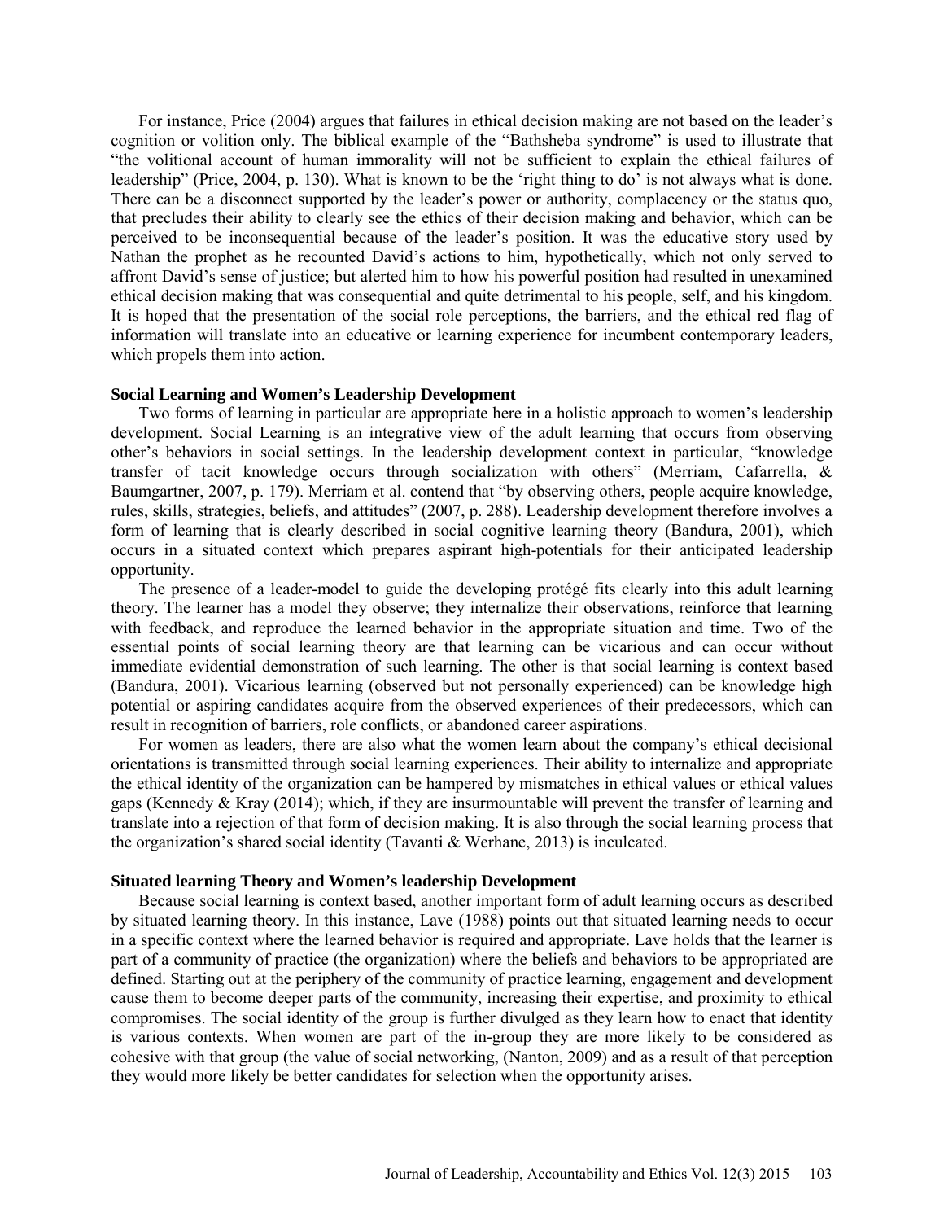For instance, Price (2004) argues that failures in ethical decision making are not based on the leader's cognition or volition only. The biblical example of the "Bathsheba syndrome" is used to illustrate that "the volitional account of human immorality will not be sufficient to explain the ethical failures of leadership" (Price, 2004, p. 130). What is known to be the 'right thing to do' is not always what is done. There can be a disconnect supported by the leader's power or authority, complacency or the status quo, that precludes their ability to clearly see the ethics of their decision making and behavior, which can be perceived to be inconsequential because of the leader's position. It was the educative story used by Nathan the prophet as he recounted David's actions to him, hypothetically, which not only served to affront David's sense of justice; but alerted him to how his powerful position had resulted in unexamined ethical decision making that was consequential and quite detrimental to his people, self, and his kingdom. It is hoped that the presentation of the social role perceptions, the barriers, and the ethical red flag of information will translate into an educative or learning experience for incumbent contemporary leaders, which propels them into action.

### Social Learning and Women's Leadership Development

Two forms of learning in particular are appropriate here in a holistic approach to women's leadership development. Social Learning is an integrative view of the adult learning that occurs from observing other's behaviors in social settings. In the leadership development context in particular, "knowledge transfer of tacit knowledge occurs through socialization with others" (Merriam, Cafarrella, & Baumgartner, 2007, p. 179). Merriam et al. contend that "by observing others, people acquire knowledge, rules, skills, strategies, beliefs, and attitudes" (2007, p. 288). Leadership development therefore involves a form of learning that is clearly described in social cognitive learning theory (Bandura, 2001), which occurs in a situated context which prepares aspirant high-potentials for their anticipated leadership opportunity.

The presence of a leader-model to guide the developing protégé fits clearly into this adult learning theory. The learner has a model they observe; they internalize their observations, reinforce that learning with feedback, and reproduce the learned behavior in the appropriate situation and time. Two of the essential points of social learning theory are that learning can be vicarious and can occur without immediate evidential demonstration of such learning. The other is that social learning is context based (Bandura, 2001). Vicarious learning (observed but not personally experienced) can be knowledge high potential or aspiring candidates acquire from the observed experiences of their predecessors, which can result in recognition of barriers, role conflicts, or abandoned career aspirations.

For women as leaders, there are also what the women learn about the company's ethical decisional orientations is transmitted through social learning experiences. Their ability to internalize and appropriate the ethical identity of the organization can be hampered by mismatches in ethical values or ethical values gaps (Kennedy & Kray (2014); which, if they are insurmountable will prevent the transfer of learning and translate into a rejection of that form of decision making. It is also through the social learning process that the organization's shared social identity (Tavanti & Werhane, 2013) is inculcated.

### Situated learning Theory and Women's leadership Development

Because social learning is context based, another important form of adult learning occurs as described by situated learning theory. In this instance, Lave (1988) points out that situated learning needs to occur in a specific context where the learned behavior is required and appropriate. Lave holds that the learner is part of a community of practice (the organization) where the beliefs and behaviors to be appropriated are defined. Starting out at the periphery of the community of practice learning, engagement and development cause them to become deeper parts of the community, increasing their expertise, and proximity to ethical compromises. The social identity of the group is further divulged as they learn how to enact that identity is various contexts. When women are part of the in-group they are more likely to be considered as cohesive with that group (the value of social networking, (Nanton, 2009) and as a result of that perception they would more likely be better candidates for selection when the opportunity arises.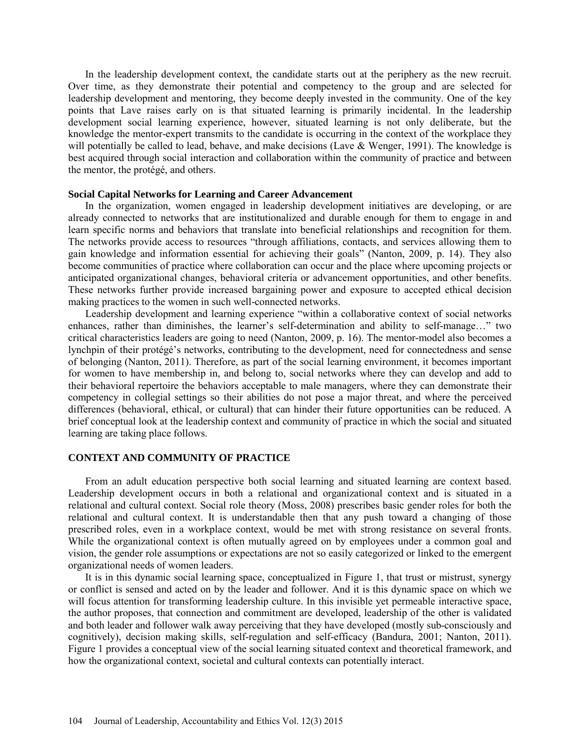In the leadership development context, the candidate starts out at the periphery as the new recruit. Over time, as they demonstrate their potential and competency to the group and are selected for leadership development and mentoring, they become deeply invested in the community. One of the key points that Lave raises early on is that situated learning is primarily incidental. In the leadership development social learning experience, however, situated learning is not only deliberate, but the knowledge the mentor-expert transmits to the candidate is occurring in the context of the workplace they will potentially be called to lead, behave, and make decisions (Lave & Wenger, 1991). The knowledge is best acquired through social interaction and collaboration within the community of practice and between the mentor, the protégé, and others.

### Social Capital Networks for Learning and Career Advancement

In the organization, women engaged in leadership development initiatives are developing, or are already connected to networks that are institutionalized and durable enough for them to engage in and learn specific norms and behaviors that translate into beneficial relationships and recognition for them. The networks provide access to resources "through affiliations, contacts, and services allowing them to gain knowledge and information essential for achieving their goals" (Nanton, 2009, p. 14). They also become communities of practice where collaboration can occur and the place where upcoming projects or anticipated organizational changes, behavioral criteria or advancement opportunities, and other benefits. These networks further provide increased bargaining power and exposure to accepted ethical decision making practices to the women in such well-connected networks.

Leadership development and learning experience "within a collaborative context of social networks enhances, rather than diminishes, the learner's self-determination and ability to self-manage…" two critical characteristics leaders are going to need (Nanton, 2009, p. 16). The mentor-model also becomes a lynchpin of their protégé's networks, contributing to the development, need for connectedness and sense of belonging (Nanton, 2011). Therefore, as part of the social learning environment, it becomes important for women to have membership in, and belong to, social networks where they can develop and add to their behavioral repertoire the behaviors acceptable to male managers, where they can demonstrate their competency in collegial settings so their abilities do not pose a major threat, and where the perceived differences (behavioral, ethical, or cultural) that can hinder their future opportunities can be reduced. A brief conceptual look at the leadership context and community of practice in which the social and situated learning are taking place follows.

## CONTEXT AND COMMUNITY OF PRACTICE

From an adult education perspective both social learning and situated learning are context based. Leadership development occurs in both a relational and organizational context and is situated in a relational and cultural context. Social role theory (Moss, 2008) prescribes basic gender roles for both the relational and cultural context. It is understandable then that any push toward a changing of those prescribed roles, even in a workplace context, would be met with strong resistance on several fronts. While the organizational context is often mutually agreed on by employees under a common goal and vision, the gender role assumptions or expectations are not so easily categorized or linked to the emergent organizational needs of women leaders.

It is in this dynamic social learning space, conceptualized in Figure 1, that trust or mistrust, synergy or conflict is sensed and acted on by the leader and follower. And it is this dynamic space on which we will focus attention for transforming leadership culture. In this invisible yet permeable interactive space, the author proposes, that connection and commitment are developed, leadership of the other is validated and both leader and follower walk away perceiving that they have developed (mostly sub-consciously and cognitively), decision making skills, self-regulation and self-efficacy (Bandura, 2001; Nanton, 2011). Figure 1 provides a conceptual view of the social learning situated context and theoretical framework, and how the organizational context, societal and cultural contexts can potentially interact.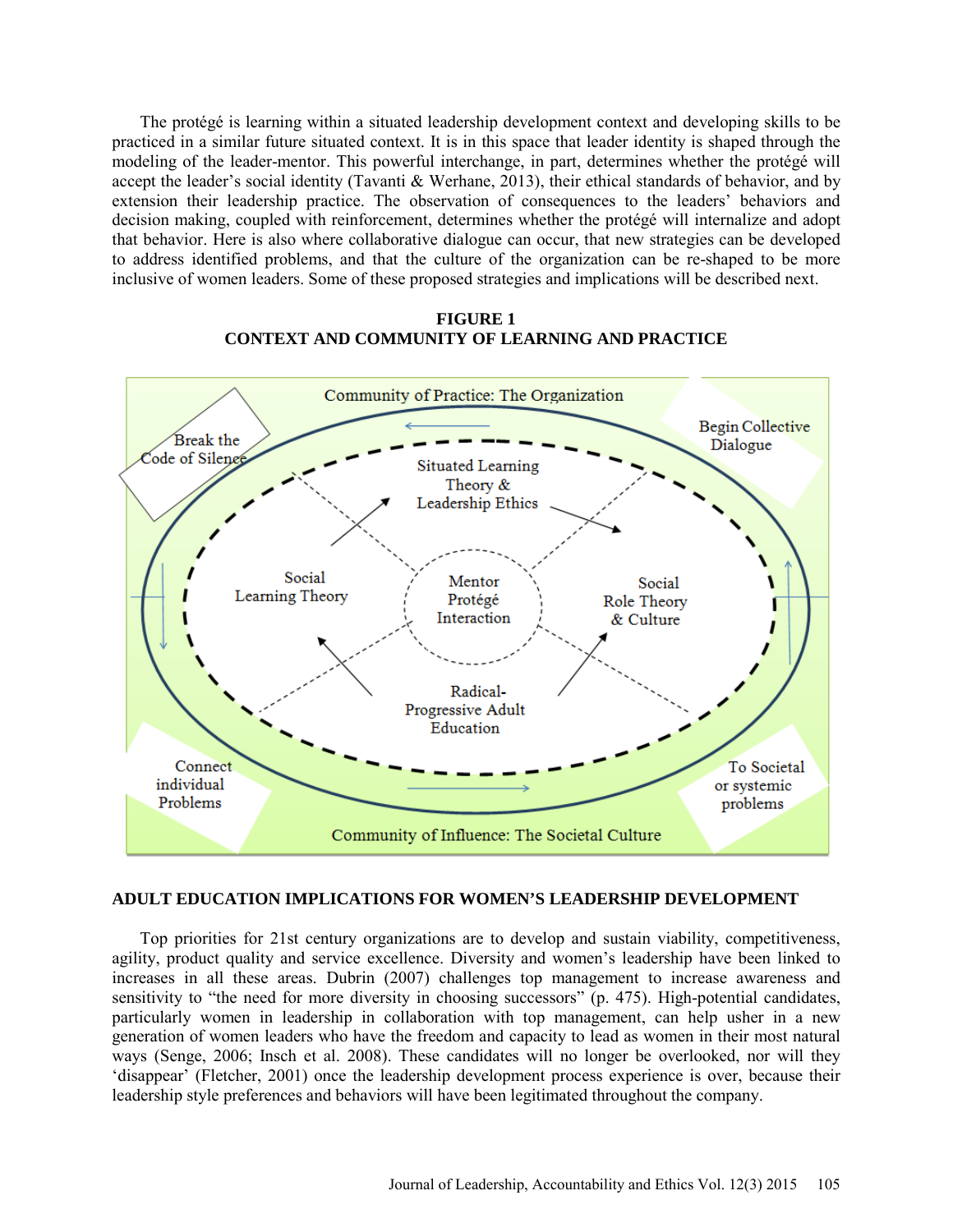The protégé is learning within a situated leadership development context and developing skills to be practiced in a similar future situated context. It is in this space that leader identity is shaped through the modeling of the leader-mentor. This powerful interchange, in part, determines whether the protégé will accept the leader's social identity (Tavanti & Werhane, 2013), their ethical standards of behavior, and by extension their leadership practice. The observation of consequences to the leaders' behaviors and decision making, coupled with reinforcement, determines whether the protégé will internalize and adopt that behavior. Here is also where collaborative dialogue can occur, that new strategies can be developed to address identified problems, and that the culture of the organization can be re-shaped to be more inclusive of women leaders. Some of these proposed strategies and implications will be described next.

**FIGURE 1**
**CONTEXT AND COMMUNITY OF LEARNING AND PRACTICE**

Community of Practice: The Organization

Break the Code of Silence

Begin Collective Dialogue

Situated Learning Theory & Leadership Ethics

Social Learning Theory

Mentor Protégé Interaction

Social Role Theory & Culture

Radical-Progressive Adult Education

Connect individual Problems

To Societal or systemic problems

Community of Influence: The Societal Culture

## ADULT EDUCATION IMPLICATIONS FOR WOMEN'S LEADERSHIP DEVELOPMENT

Top priorities for 21st century organizations are to develop and sustain viability, competitiveness, agility, product quality and service excellence. Diversity and women's leadership have been linked to increases in all these areas. Dubrin (2007) challenges top management to increase awareness and sensitivity to "the need for more diversity in choosing successors" (p. 475). High-potential candidates, particularly women in leadership in collaboration with top management, can help usher in a new generation of women leaders who have the freedom and capacity to lead as women in their most natural ways (Senge, 2006; Insch et al. 2008). These candidates will no longer be overlooked, nor will they 'disappear' (Fletcher, 2001) once the leadership development process experience is over, because their leadership style preferences and behaviors will have been legitimated throughout the company.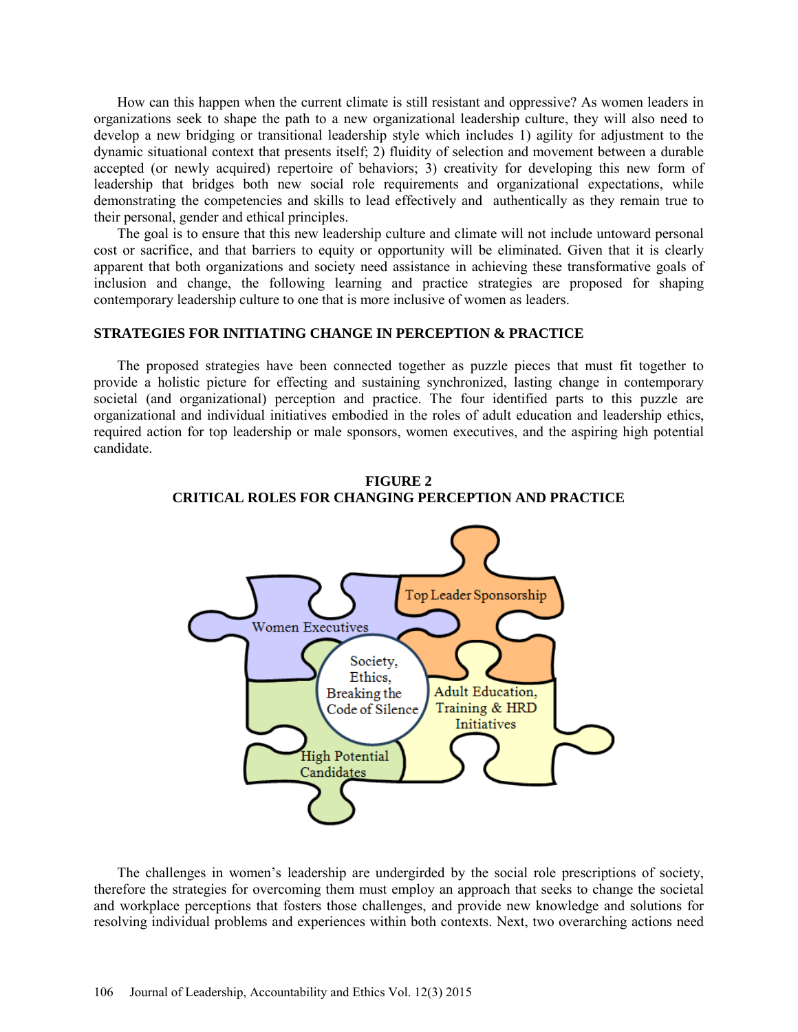How can this happen when the current climate is still resistant and oppressive? As women leaders in organizations seek to shape the path to a new organizational leadership culture, they will also need to develop a new bridging or transitional leadership style which includes 1) agility for adjustment to the dynamic situational context that presents itself; 2) fluidity of selection and movement between a durable accepted (or newly acquired) repertoire of behaviors; 3) creativity for developing this new form of leadership that bridges both new social role requirements and organizational expectations, while demonstrating the competencies and skills to lead effectively and authentically as they remain true to their personal, gender and ethical principles.

The goal is to ensure that this new leadership culture and climate will not include untoward personal cost or sacrifice, and that barriers to equity or opportunity will be eliminated. Given that it is clearly apparent that both organizations and society need assistance in achieving these transformative goals of inclusion and change, the following learning and practice strategies are proposed for shaping contemporary leadership culture to one that is more inclusive of women as leaders.

## STRATEGIES FOR INITIATING CHANGE IN PERCEPTION & PRACTICE

The proposed strategies have been connected together as puzzle pieces that must fit together to provide a holistic picture for effecting and sustaining synchronized, lasting change in contemporary societal (and organizational) perception and practice. The four identified parts to this puzzle are organizational and individual initiatives embodied in the roles of adult education and leadership ethics, required action for top leadership or male sponsors, women executives, and the aspiring high potential candidate.

**FIGURE 2**
**CRITICAL ROLES FOR CHANGING PERCEPTION AND PRACTICE**

Top Leader Sponsorship

Women Executives

Society, Ethics, Breaking the Code of Silence

Adult Education, Training & HRD Initiatives

High Potential Candidates

The challenges in women's leadership are undergirded by the social role prescriptions of society, therefore the strategies for overcoming them must employ an approach that seeks to change the societal and workplace perceptions that fosters those challenges, and provide new knowledge and solutions for resolving individual problems and experiences within both contexts. Next, two overarching actions need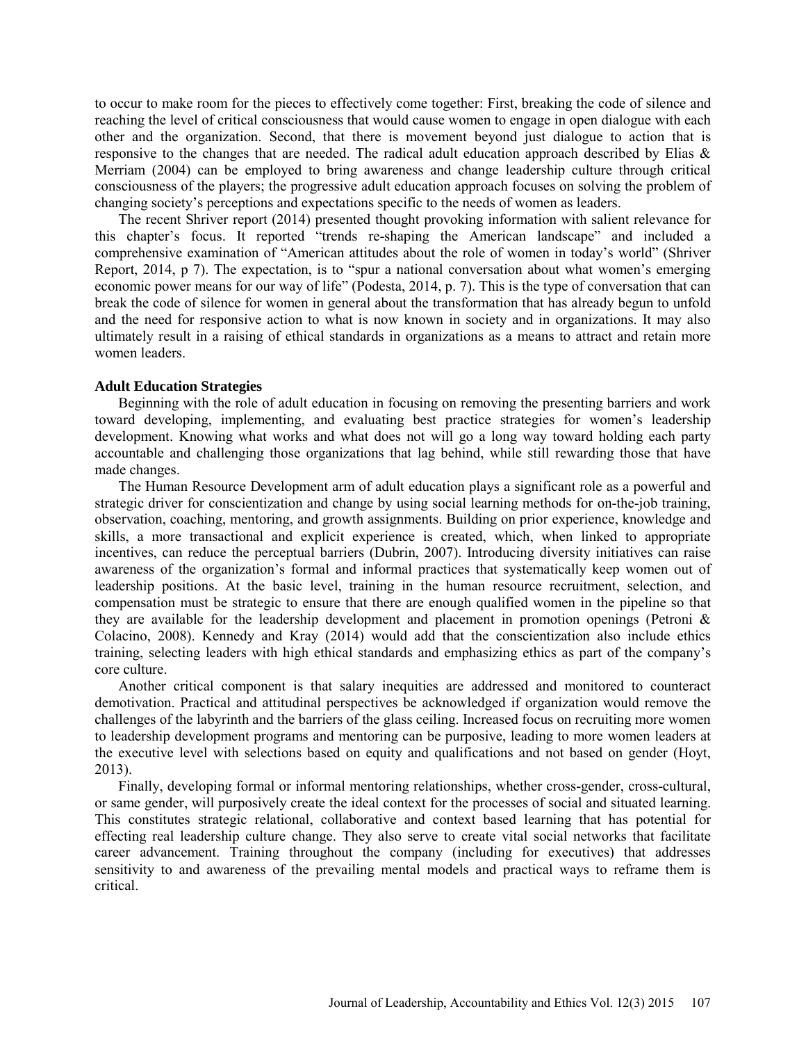to occur to make room for the pieces to effectively come together: First, breaking the code of silence and reaching the level of critical consciousness that would cause women to engage in open dialogue with each other and the organization. Second, that there is movement beyond just dialogue to action that is responsive to the changes that are needed. The radical adult education approach described by Elias & Merriam (2004) can be employed to bring awareness and change leadership culture through critical consciousness of the players; the progressive adult education approach focuses on solving the problem of changing society's perceptions and expectations specific to the needs of women as leaders.

The recent Shriver report (2014) presented thought provoking information with salient relevance for this chapter's focus. It reported "trends re-shaping the American landscape" and included a comprehensive examination of "American attitudes about the role of women in today's world" (Shriver Report, 2014, p 7). The expectation, is to "spur a national conversation about what women's emerging economic power means for our way of life" (Podesta, 2014, p. 7). This is the type of conversation that can break the code of silence for women in general about the transformation that has already begun to unfold and the need for responsive action to what is now known in society and in organizations. It may also ultimately result in a raising of ethical standards in organizations as a means to attract and retain more women leaders.

**Adult Education Strategies**

Beginning with the role of adult education in focusing on removing the presenting barriers and work toward developing, implementing, and evaluating best practice strategies for women's leadership development. Knowing what works and what does not will go a long way toward holding each party accountable and challenging those organizations that lag behind, while still rewarding those that have made changes.

The Human Resource Development arm of adult education plays a significant role as a powerful and strategic driver for conscientization and change by using social learning methods for on-the-job training, observation, coaching, mentoring, and growth assignments. Building on prior experience, knowledge and skills, a more transactional and explicit experience is created, which, when linked to appropriate incentives, can reduce the perceptual barriers (Dubrin, 2007). Introducing diversity initiatives can raise awareness of the organization's formal and informal practices that systematically keep women out of leadership positions. At the basic level, training in the human resource recruitment, selection, and compensation must be strategic to ensure that there are enough qualified women in the pipeline so that they are available for the leadership development and placement in promotion openings (Petroni & Colacino, 2008). Kennedy and Kray (2014) would add that the conscientization also include ethics training, selecting leaders with high ethical standards and emphasizing ethics as part of the company's core culture.

Another critical component is that salary inequities are addressed and monitored to counteract demotivation. Practical and attitudinal perspectives be acknowledged if organization would remove the challenges of the labyrinth and the barriers of the glass ceiling. Increased focus on recruiting more women to leadership development programs and mentoring can be purposive, leading to more women leaders at the executive level with selections based on equity and qualifications and not based on gender (Hoyt, 2013).

Finally, developing formal or informal mentoring relationships, whether cross-gender, cross-cultural, or same gender, will purposively create the ideal context for the processes of social and situated learning. This constitutes strategic relational, collaborative and context based learning that has potential for effecting real leadership culture change. They also serve to create vital social networks that facilitate career advancement. Training throughout the company (including for executives) that addresses sensitivity to and awareness of the prevailing mental models and practical ways to reframe them is critical.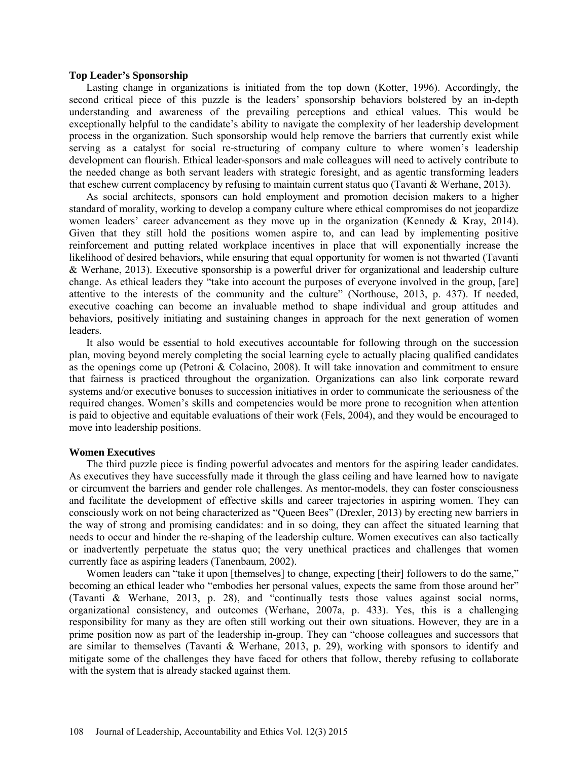**Top Leader's Sponsorship**

Lasting change in organizations is initiated from the top down (Kotter, 1996). Accordingly, the second critical piece of this puzzle is the leaders' sponsorship behaviors bolstered by an in-depth understanding and awareness of the prevailing perceptions and ethical values. This would be exceptionally helpful to the candidate's ability to navigate the complexity of her leadership development process in the organization. Such sponsorship would help remove the barriers that currently exist while serving as a catalyst for social re-structuring of company culture to where women's leadership development can flourish. Ethical leader-sponsors and male colleagues will need to actively contribute to the needed change as both servant leaders with strategic foresight, and as agentic transforming leaders that eschew current complacency by refusing to maintain current status quo (Tavanti & Werhane, 2013).

As social architects, sponsors can hold employment and promotion decision makers to a higher standard of morality, working to develop a company culture where ethical compromises do not jeopardize women leaders' career advancement as they move up in the organization (Kennedy & Kray, 2014). Given that they still hold the positions women aspire to, and can lead by implementing positive reinforcement and putting related workplace incentives in place that will exponentially increase the likelihood of desired behaviors, while ensuring that equal opportunity for women is not thwarted (Tavanti & Werhane, 2013). Executive sponsorship is a powerful driver for organizational and leadership culture change. As ethical leaders they "take into account the purposes of everyone involved in the group, [are] attentive to the interests of the community and the culture" (Northouse, 2013, p. 437). If needed, executive coaching can become an invaluable method to shape individual and group attitudes and behaviors, positively initiating and sustaining changes in approach for the next generation of women leaders.

It also would be essential to hold executives accountable for following through on the succession plan, moving beyond merely completing the social learning cycle to actually placing qualified candidates as the openings come up (Petroni & Colacino, 2008). It will take innovation and commitment to ensure that fairness is practiced throughout the organization. Organizations can also link corporate reward systems and/or executive bonuses to succession initiatives in order to communicate the seriousness of the required changes. Women's skills and competencies would be more prone to recognition when attention is paid to objective and equitable evaluations of their work (Fels, 2004), and they would be encouraged to move into leadership positions.

**Women Executives**

The third puzzle piece is finding powerful advocates and mentors for the aspiring leader candidates. As executives they have successfully made it through the glass ceiling and have learned how to navigate or circumvent the barriers and gender role challenges. As mentor-models, they can foster consciousness and facilitate the development of effective skills and career trajectories in aspiring women. They can consciously work on not being characterized as "Queen Bees" (Drexler, 2013) by erecting new barriers in the way of strong and promising candidates: and in so doing, they can affect the situated learning that needs to occur and hinder the re-shaping of the leadership culture. Women executives can also tactically or inadvertently perpetuate the status quo; the very unethical practices and challenges that women currently face as aspiring leaders (Tanenbaum, 2002).

Women leaders can "take it upon [themselves] to change, expecting [their] followers to do the same," becoming an ethical leader who "embodies her personal values, expects the same from those around her" (Tavanti & Werhane, 2013, p. 28), and "continually tests those values against social norms, organizational consistency, and outcomes (Werhane, 2007a, p. 433). Yes, this is a challenging responsibility for many as they are often still working out their own situations. However, they are in a prime position now as part of the leadership in-group. They can "choose colleagues and successors that are similar to themselves (Tavanti & Werhane, 2013, p. 29), working with sponsors to identify and mitigate some of the challenges they have faced for others that follow, thereby refusing to collaborate with the system that is already stacked against them.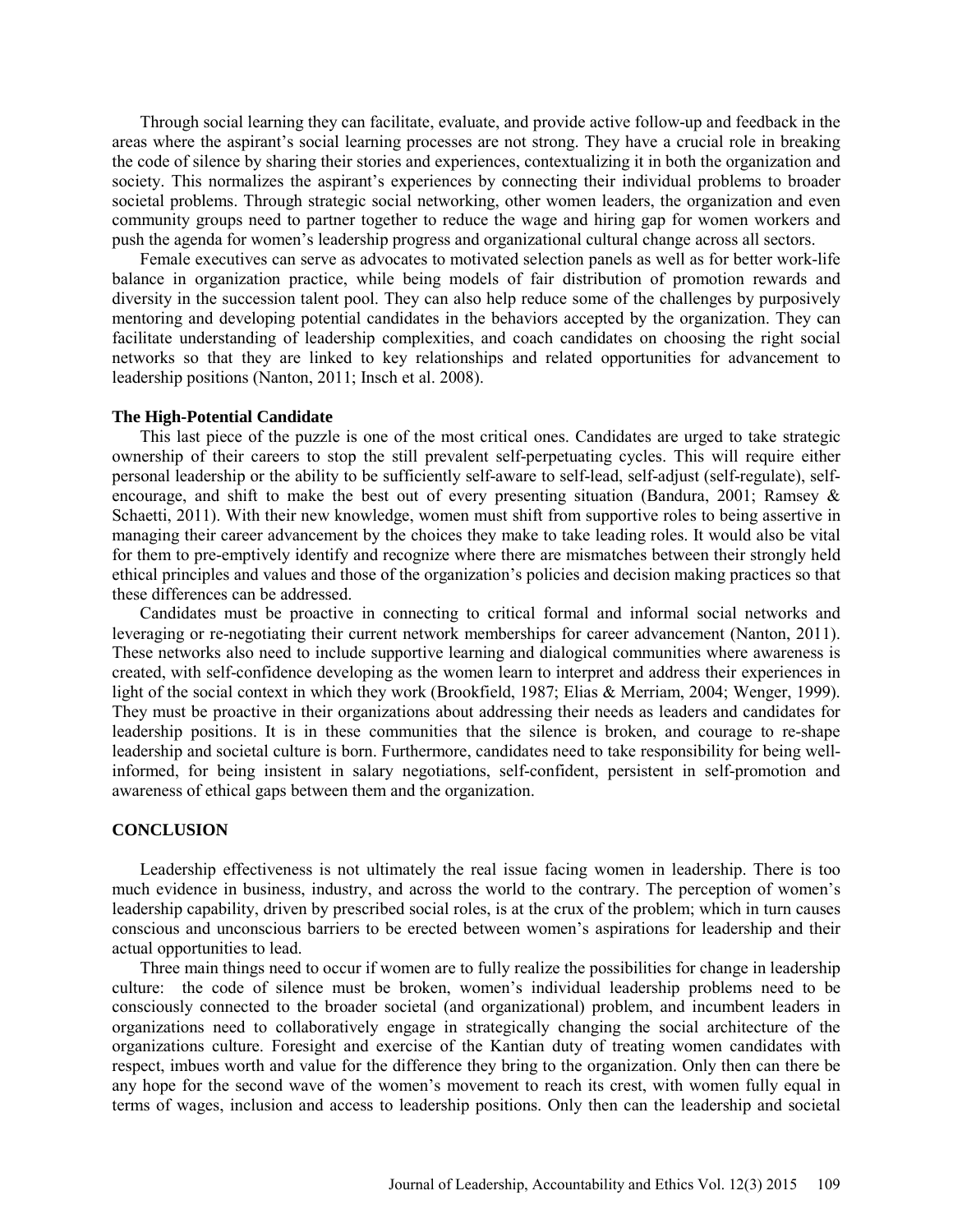Through social learning they can facilitate, evaluate, and provide active follow-up and feedback in the areas where the aspirant's social learning processes are not strong. They have a crucial role in breaking the code of silence by sharing their stories and experiences, contextualizing it in both the organization and society. This normalizes the aspirant's experiences by connecting their individual problems to broader societal problems. Through strategic social networking, other women leaders, the organization and even community groups need to partner together to reduce the wage and hiring gap for women workers and push the agenda for women's leadership progress and organizational cultural change across all sectors.

Female executives can serve as advocates to motivated selection panels as well as for better work-life balance in organization practice, while being models of fair distribution of promotion rewards and diversity in the succession talent pool. They can also help reduce some of the challenges by purposively mentoring and developing potential candidates in the behaviors accepted by the organization. They can facilitate understanding of leadership complexities, and coach candidates on choosing the right social networks so that they are linked to key relationships and related opportunities for advancement to leadership positions (Nanton, 2011; Insch et al. 2008).

**The High-Potential Candidate**

This last piece of the puzzle is one of the most critical ones. Candidates are urged to take strategic ownership of their careers to stop the still prevalent self-perpetuating cycles. This will require either personal leadership or the ability to be sufficiently self-aware to self-lead, self-adjust (self-regulate), self-encourage, and shift to make the best out of every presenting situation (Bandura, 2001; Ramsey & Schaetti, 2011). With their new knowledge, women must shift from supportive roles to being assertive in managing their career advancement by the choices they make to take leading roles. It would also be vital for them to pre-emptively identify and recognize where there are mismatches between their strongly held ethical principles and values and those of the organization's policies and decision making practices so that these differences can be addressed.

Candidates must be proactive in connecting to critical formal and informal social networks and leveraging or re-negotiating their current network memberships for career advancement (Nanton, 2011). These networks also need to include supportive learning and dialogical communities where awareness is created, with self-confidence developing as the women learn to interpret and address their experiences in light of the social context in which they work (Brookfield, 1987; Elias & Merriam, 2004; Wenger, 1999). They must be proactive in their organizations about addressing their needs as leaders and candidates for leadership positions. It is in these communities that the silence is broken, and courage to re-shape leadership and societal culture is born. Furthermore, candidates need to take responsibility for being well-informed, for being insistent in salary negotiations, self-confident, persistent in self-promotion and awareness of ethical gaps between them and the organization.

## CONCLUSION

Leadership effectiveness is not ultimately the real issue facing women in leadership. There is too much evidence in business, industry, and across the world to the contrary. The perception of women's leadership capability, driven by prescribed social roles, is at the crux of the problem; which in turn causes conscious and unconscious barriers to be erected between women's aspirations for leadership and their actual opportunities to lead.

Three main things need to occur if women are to fully realize the possibilities for change in leadership culture: the code of silence must be broken, women's individual leadership problems need to be consciously connected to the broader societal (and organizational) problem, and incumbent leaders in organizations need to collaboratively engage in strategically changing the social architecture of the organizations culture. Foresight and exercise of the Kantian duty of treating women candidates with respect, imbues worth and value for the difference they bring to the organization. Only then can there be any hope for the second wave of the women's movement to reach its crest, with women fully equal in terms of wages, inclusion and access to leadership positions. Only then can the leadership and societal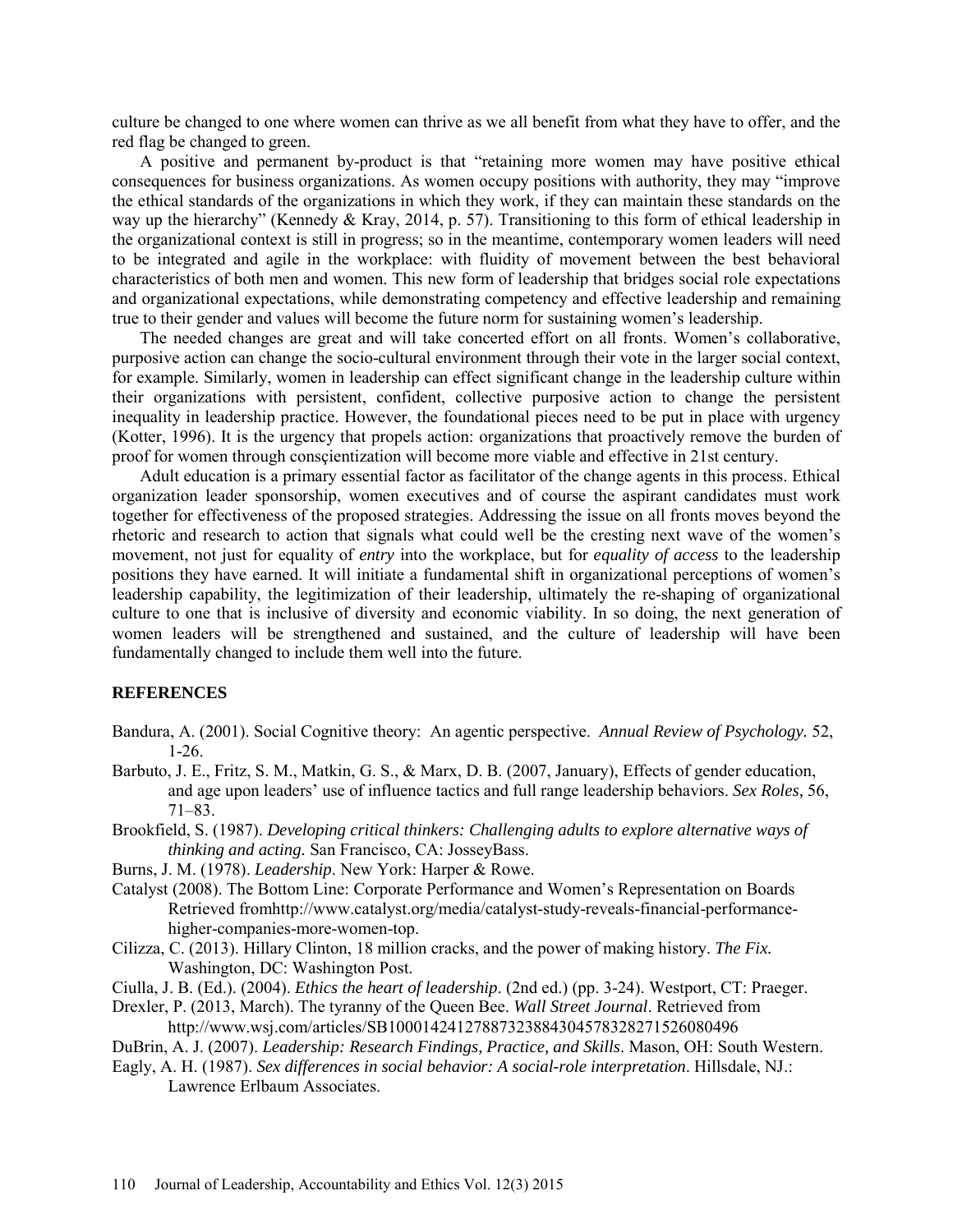culture be changed to one where women can thrive as we all benefit from what they have to offer, and the red flag be changed to green.

A positive and permanent by-product is that "retaining more women may have positive ethical consequences for business organizations. As women occupy positions with authority, they may "improve the ethical standards of the organizations in which they work, if they can maintain these standards on the way up the hierarchy" (Kennedy & Kray, 2014, p. 57). Transitioning to this form of ethical leadership in the organizational context is still in progress; so in the meantime, contemporary women leaders will need to be integrated and agile in the workplace: with fluidity of movement between the best behavioral characteristics of both men and women. This new form of leadership that bridges social role expectations and organizational expectations, while demonstrating competency and effective leadership and remaining true to their gender and values will become the future norm for sustaining women's leadership.

The needed changes are great and will take concerted effort on all fronts. Women's collaborative, purposive action can change the socio-cultural environment through their vote in the larger social context, for example. Similarly, women in leadership can effect significant change in the leadership culture within their organizations with persistent, confident, collective purposive action to change the persistent inequality in leadership practice. However, the foundational pieces need to be put in place with urgency (Kotter, 1996). It is the urgency that propels action: organizations that proactively remove the burden of proof for women through consçientization will become more viable and effective in 21st century.

Adult education is a primary essential factor as facilitator of the change agents in this process. Ethical organization leader sponsorship, women executives and of course the aspirant candidates must work together for effectiveness of the proposed strategies. Addressing the issue on all fronts moves beyond the rhetoric and research to action that signals what could well be the cresting next wave of the women's movement, not just for equality of *entry* into the workplace, but for *equality of access* to the leadership positions they have earned. It will initiate a fundamental shift in organizational perceptions of women's leadership capability, the legitimization of their leadership, ultimately the re-shaping of organizational culture to one that is inclusive of diversity and economic viability. In so doing, the next generation of women leaders will be strengthened and sustained, and the culture of leadership will have been fundamentally changed to include them well into the future.

## REFERENCES

Bandura, A. (2001). Social Cognitive theory: An agentic perspective. *Annual Review of Psychology.* 52, 1-26.

Barbuto, J. E., Fritz, S. M., Matkin, G. S., & Marx, D. B. (2007, January), Effects of gender education, and age upon leaders' use of influence tactics and full range leadership behaviors. *Sex Roles,* 56, 71–83.

Brookfield, S. (1987). *Developing critical thinkers: Challenging adults to explore alternative ways of thinking and acting.* San Francisco, CA: JosseyBass.

Burns, J. M. (1978). *Leadership*. New York: Harper & Rowe.

Catalyst (2008). The Bottom Line: Corporate Performance and Women's Representation on Boards Retrieved fromhttp://www.catalyst.org/media/catalyst-study-reveals-financial-performance-higher-companies-more-women-top.

Cilizza, C. (2013). Hillary Clinton, 18 million cracks, and the power of making history. *The Fix.* Washington, DC: Washington Post.

Ciulla, J. B. (Ed.). (2004). *Ethics the heart of leadership*. (2nd ed.) (pp. 3-24). Westport, CT: Praeger.

Drexler, P. (2013, March). The tyranny of the Queen Bee. *Wall Street Journal*. Retrieved from http://www.wsj.com/articles/SB10001424127887323884304578328271526080496

DuBrin, A. J. (2007). *Leadership: Research Findings, Practice, and Skills*. Mason, OH: South Western.

Eagly, A. H. (1987). *Sex differences in social behavior: A social-role interpretation*. Hillsdale, NJ.: Lawrence Erlbaum Associates.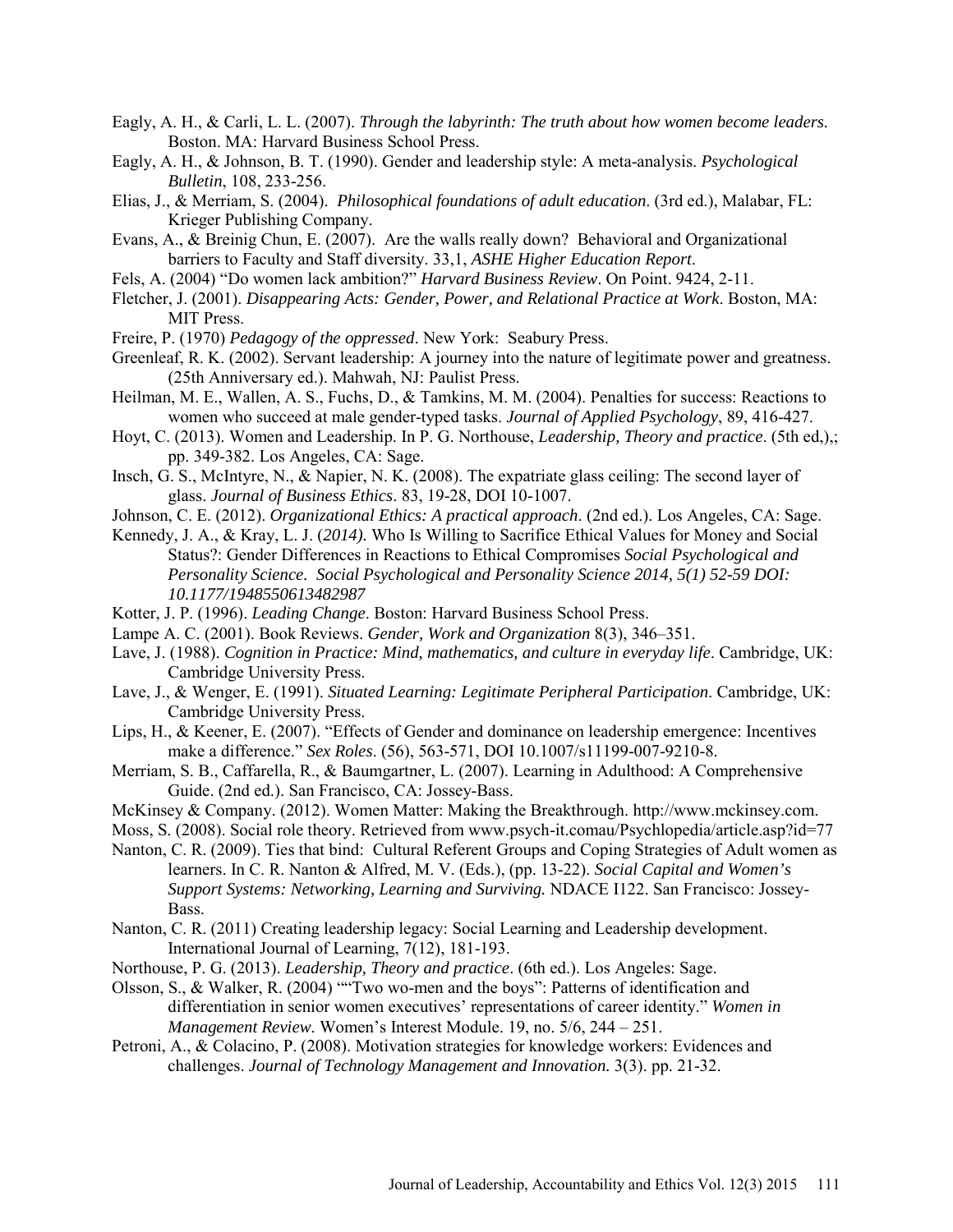Eagly, A. H., & Carli, L. L. (2007). *Through the labyrinth: The truth about how women become leaders.* Boston. MA: Harvard Business School Press.

Eagly, A. H., & Johnson, B. T. (1990). Gender and leadership style: A meta-analysis. *Psychological Bulletin*, 108, 233-256.

Elias, J., & Merriam, S. (2004). *Philosophical foundations of adult education*. (3rd ed.), Malabar, FL: Krieger Publishing Company.

Evans, A., & Breinig Chun, E. (2007). Are the walls really down? Behavioral and Organizational barriers to Faculty and Staff diversity. 33,1, *ASHE Higher Education Report*.

Fels, A. (2004) "Do women lack ambition?" *Harvard Business Review*. On Point. 9424, 2-11.

Fletcher, J. (2001). *Disappearing Acts: Gender, Power, and Relational Practice at Work*. Boston, MA: MIT Press.

Freire, P. (1970) *Pedagogy of the oppressed*. New York: Seabury Press.

Greenleaf, R. K. (2002). Servant leadership: A journey into the nature of legitimate power and greatness. (25th Anniversary ed.). Mahwah, NJ: Paulist Press.

Heilman, M. E., Wallen, A. S., Fuchs, D., & Tamkins, M. M. (2004). Penalties for success: Reactions to women who succeed at male gender-typed tasks. *Journal of Applied Psychology*, 89, 416-427.

Hoyt, C. (2013). Women and Leadership. In P. G. Northouse, *Leadership, Theory and practice*. (5th ed,),; pp. 349-382. Los Angeles, CA: Sage.

Insch, G. S., McIntyre, N., & Napier, N. K. (2008). The expatriate glass ceiling: The second layer of glass. *Journal of Business Ethics*. 83, 19-28, DOI 10-1007.

Johnson, C. E. (2012). *Organizational Ethics: A practical approach*. (2nd ed.). Los Angeles, CA: Sage.

Kennedy, J. A., & Kray, L. J. (*2014).* Who Is Willing to Sacrifice Ethical Values for Money and Social Status?: Gender Differences in Reactions to Ethical Compromises *Social Psychological and Personality Science. Social Psychological and Personality Science 2014, 5(1) 52-59 DOI: 10.1177/1948550613482987*

Kotter, J. P. (1996). *Leading Change*. Boston: Harvard Business School Press.

Lampe A. C. (2001). Book Reviews. *Gender, Work and Organization* 8(3), 346–351.

Lave, J. (1988). *Cognition in Practice: Mind, mathematics, and culture in everyday life*. Cambridge, UK: Cambridge University Press.

Lave, J., & Wenger, E. (1991). *Situated Learning: Legitimate Peripheral Participation*. Cambridge, UK: Cambridge University Press.

Lips, H., & Keener, E. (2007). "Effects of Gender and dominance on leadership emergence: Incentives make a difference." *Sex Roles*. (56), 563-571, DOI 10.1007/s11199-007-9210-8.

Merriam, S. B., Caffarella, R., & Baumgartner, L. (2007). Learning in Adulthood: A Comprehensive Guide. (2nd ed.). San Francisco, CA: Jossey-Bass.

McKinsey & Company. (2012). Women Matter: Making the Breakthrough. http://www.mckinsey.com.

Moss, S. (2008). Social role theory. Retrieved from www.psych-it.comau/Psychlopedia/article.asp?id=77

Nanton, C. R. (2009). Ties that bind: Cultural Referent Groups and Coping Strategies of Adult women as learners. In C. R. Nanton & Alfred, M. V. (Eds.), (pp. 13-22). *Social Capital and Women's Support Systems: Networking, Learning and Surviving.* NDACE I122. San Francisco: Jossey-Bass.

Nanton, C. R. (2011) Creating leadership legacy: Social Learning and Leadership development. International Journal of Learning, 7(12), 181-193.

Northouse, P. G. (2013). *Leadership, Theory and practice*. (6th ed.). Los Angeles: Sage.

Olsson, S., & Walker, R. (2004) ""Two wo-men and the boys": Patterns of identification and differentiation in senior women executives' representations of career identity." *Women in Management Review*. Women's Interest Module. 19, no. 5/6, 244 – 251.

Petroni, A., & Colacino, P. (2008). Motivation strategies for knowledge workers: Evidences and challenges. *Journal of Technology Management and Innovation.* 3(3). pp. 21-32.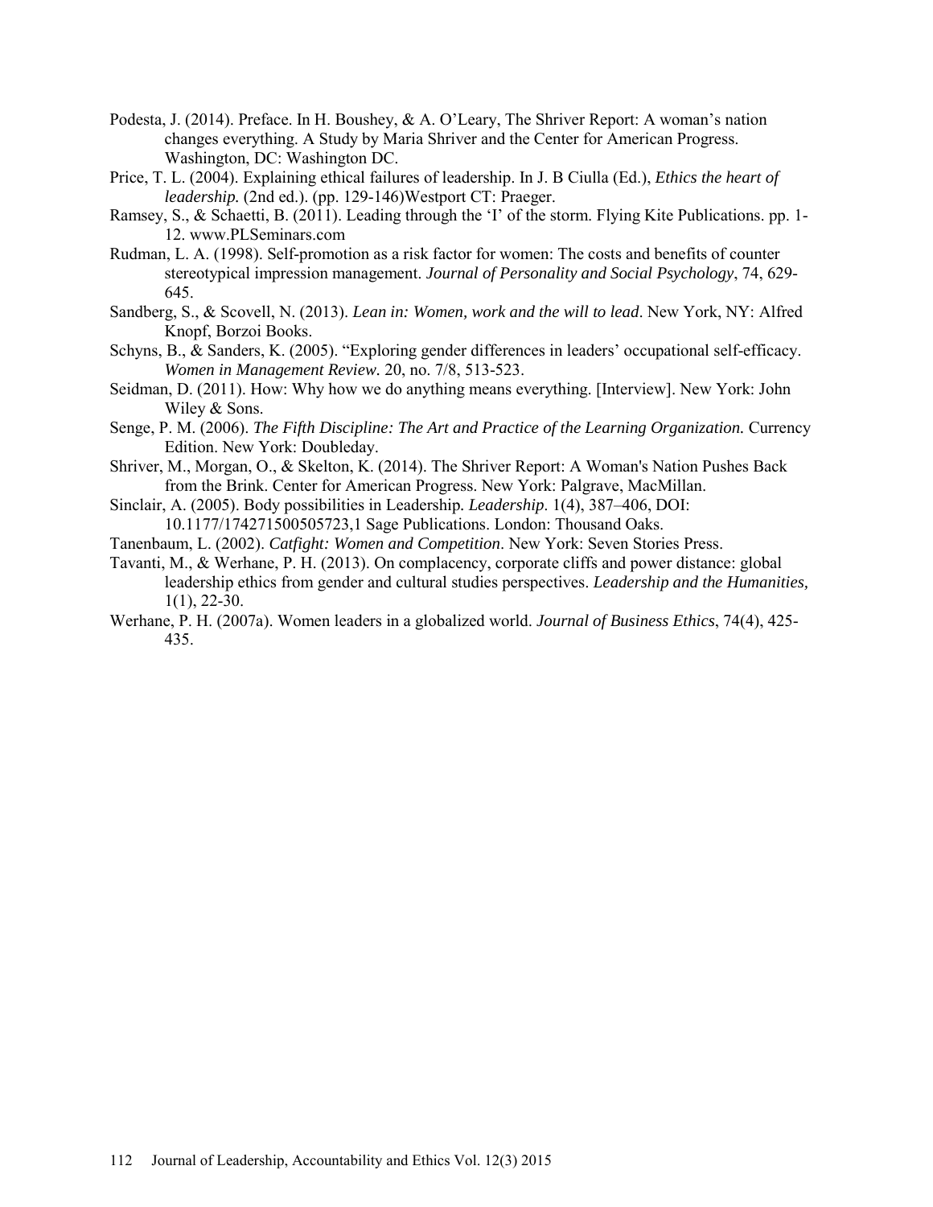Podesta, J. (2014). Preface. In H. Boushey, & A. O'Leary, The Shriver Report: A woman's nation changes everything. A Study by Maria Shriver and the Center for American Progress. Washington, DC: Washington DC.

Price, T. L. (2004). Explaining ethical failures of leadership. In J. B Ciulla (Ed.), *Ethics the heart of leadership.* (2nd ed.). (pp. 129-146)Westport CT: Praeger.

Ramsey, S., & Schaetti, B. (2011). Leading through the 'I' of the storm. Flying Kite Publications. pp. 1-12. www.PLSeminars.com

Rudman, L. A. (1998). Self-promotion as a risk factor for women: The costs and benefits of counter stereotypical impression management. *Journal of Personality and Social Psychology*, 74, 629-645.

Sandberg, S., & Scovell, N. (2013). *Lean in: Women, work and the will to lead*. New York, NY: Alfred Knopf, Borzoi Books.

Schyns, B., & Sanders, K. (2005). "Exploring gender differences in leaders' occupational self-efficacy. *Women in Management Review.* 20, no. 7/8, 513-523.

Seidman, D. (2011). How: Why how we do anything means everything. [Interview]. New York: John Wiley & Sons.

Senge, P. M. (2006). *The Fifth Discipline: The Art and Practice of the Learning Organization.* Currency Edition. New York: Doubleday.

Shriver, M., Morgan, O., & Skelton, K. (2014). The Shriver Report: A Woman's Nation Pushes Back from the Brink. Center for American Progress. New York: Palgrave, MacMillan.

Sinclair, A. (2005). Body possibilities in Leadership. *Leadership*. 1(4), 387–406, DOI: 10.1177/174271500505723,1 Sage Publications. London: Thousand Oaks.

Tanenbaum, L. (2002). *Catfight: Women and Competition*. New York: Seven Stories Press.

Tavanti, M., & Werhane, P. H. (2013). On complacency, corporate cliffs and power distance: global leadership ethics from gender and cultural studies perspectives. *Leadership and the Humanities,* 1(1), 22-30.

Werhane, P. H. (2007a). Women leaders in a globalized world. *Journal of Business Ethics*, 74(4), 425-435.